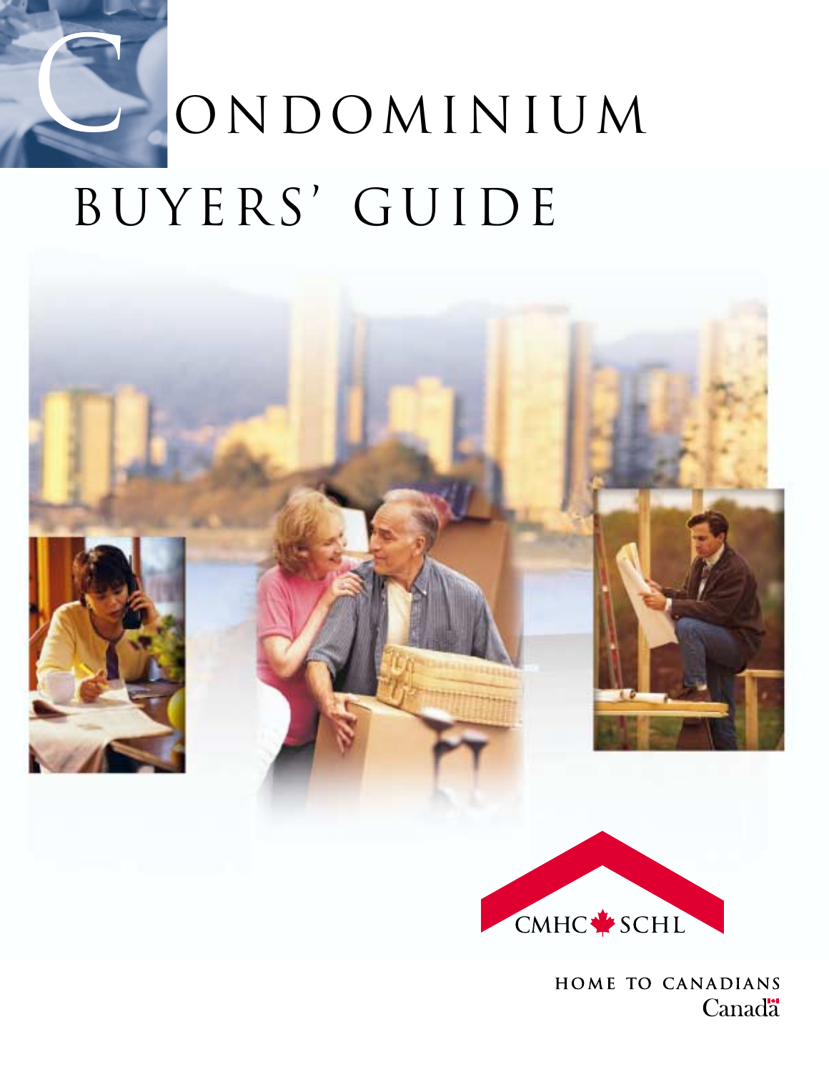# CONDOMINIUM BUYERS' GUIDE

CMHC SCHL

HOME TO CANADIANS

Canada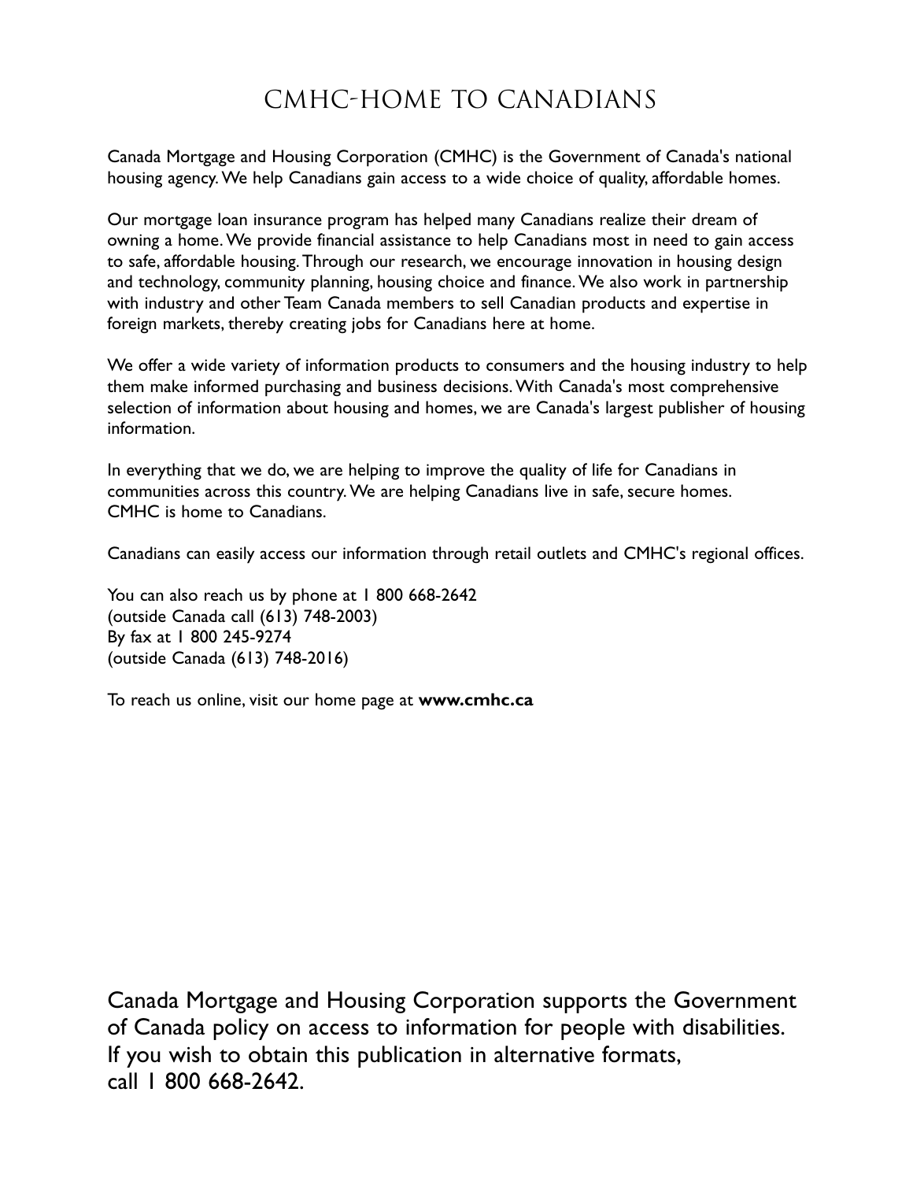# CMHC-HOME TO CANADIANS

Canada Mortgage and Housing Corporation (CMHC) is the Government of Canada's national housing agency. We help Canadians gain access to a wide choice of quality, affordable homes.

Our mortgage loan insurance program has helped many Canadians realize their dream of owning a home. We provide financial assistance to help Canadians most in need to gain access to safe, affordable housing. Through our research, we encourage innovation in housing design and technology, community planning, housing choice and finance. We also work in partnership with industry and other Team Canada members to sell Canadian products and expertise in foreign markets, thereby creating jobs for Canadians here at home.

We offer a wide variety of information products to consumers and the housing industry to help them make informed purchasing and business decisions. With Canada's most comprehensive selection of information about housing and homes, we are Canada's largest publisher of housing information.

In everything that we do, we are helping to improve the quality of life for Canadians in communities across this country. We are helping Canadians live in safe, secure homes. CMHC is home to Canadians.

Canadians can easily access our information through retail outlets and CMHC's regional offices.

You can also reach us by phone at 1 800 668-2642
(outside Canada call (613) 748-2003)
By fax at 1 800 245-9274
(outside Canada (613) 748-2016)

To reach us online, visit our home page at **www.cmhc.ca**

Canada Mortgage and Housing Corporation supports the Government of Canada policy on access to information for people with disabilities. If you wish to obtain this publication in alternative formats, call 1 800 668-2642.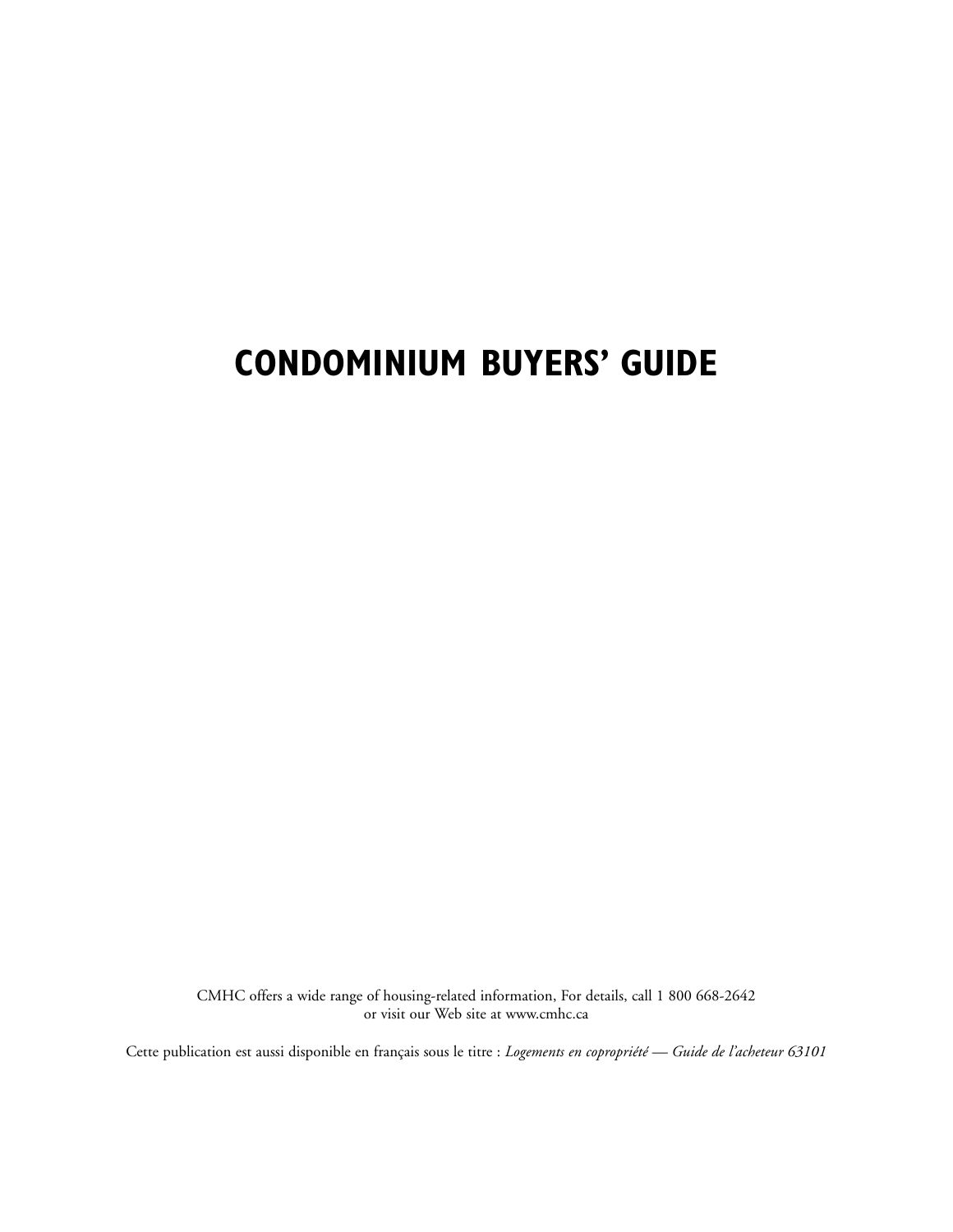# CONDOMINIUM BUYERS' GUIDE

CMHC offers a wide range of housing-related information, For details, call 1 800 668-2642
or visit our Web site at www.cmhc.ca

Cette publication est aussi disponible en français sous le titre : *Logements en copropriété — Guide de l'acheteur 63101*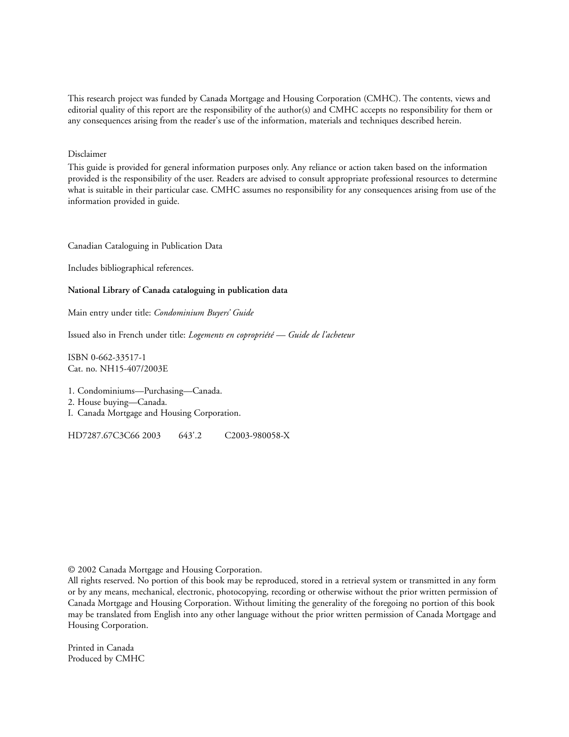This research project was funded by Canada Mortgage and Housing Corporation (CMHC). The contents, views and editorial quality of this report are the responsibility of the author(s) and CMHC accepts no responsibility for them or any consequences arising from the reader's use of the information, materials and techniques described herein.

Disclaimer

This guide is provided for general information purposes only. Any reliance or action taken based on the information provided is the responsibility of the user. Readers are advised to consult appropriate professional resources to determine what is suitable in their particular case. CMHC assumes no responsibility for any consequences arising from use of the information provided in guide.

Canadian Cataloguing in Publication Data

Includes bibliographical references.

**National Library of Canada cataloguing in publication data**

Main entry under title: *Condominium Buyers' Guide*

Issued also in French under title: *Logements en copropriété — Guide de l'acheteur*

ISBN 0-662-33517-1
Cat. no. NH15-407/2003E

1. Condominiums—Purchasing—Canada.
2. House buying—Canada.
I. Canada Mortgage and Housing Corporation.

HD7287.67C3C66 2003 643'.2 C2003-980058-X

© 2002 Canada Mortgage and Housing Corporation.
All rights reserved. No portion of this book may be reproduced, stored in a retrieval system or transmitted in any form or by any means, mechanical, electronic, photocopying, recording or otherwise without the prior written permission of Canada Mortgage and Housing Corporation. Without limiting the generality of the foregoing no portion of this book may be translated from English into any other language without the prior written permission of Canada Mortgage and Housing Corporation.

Printed in Canada
Produced by CMHC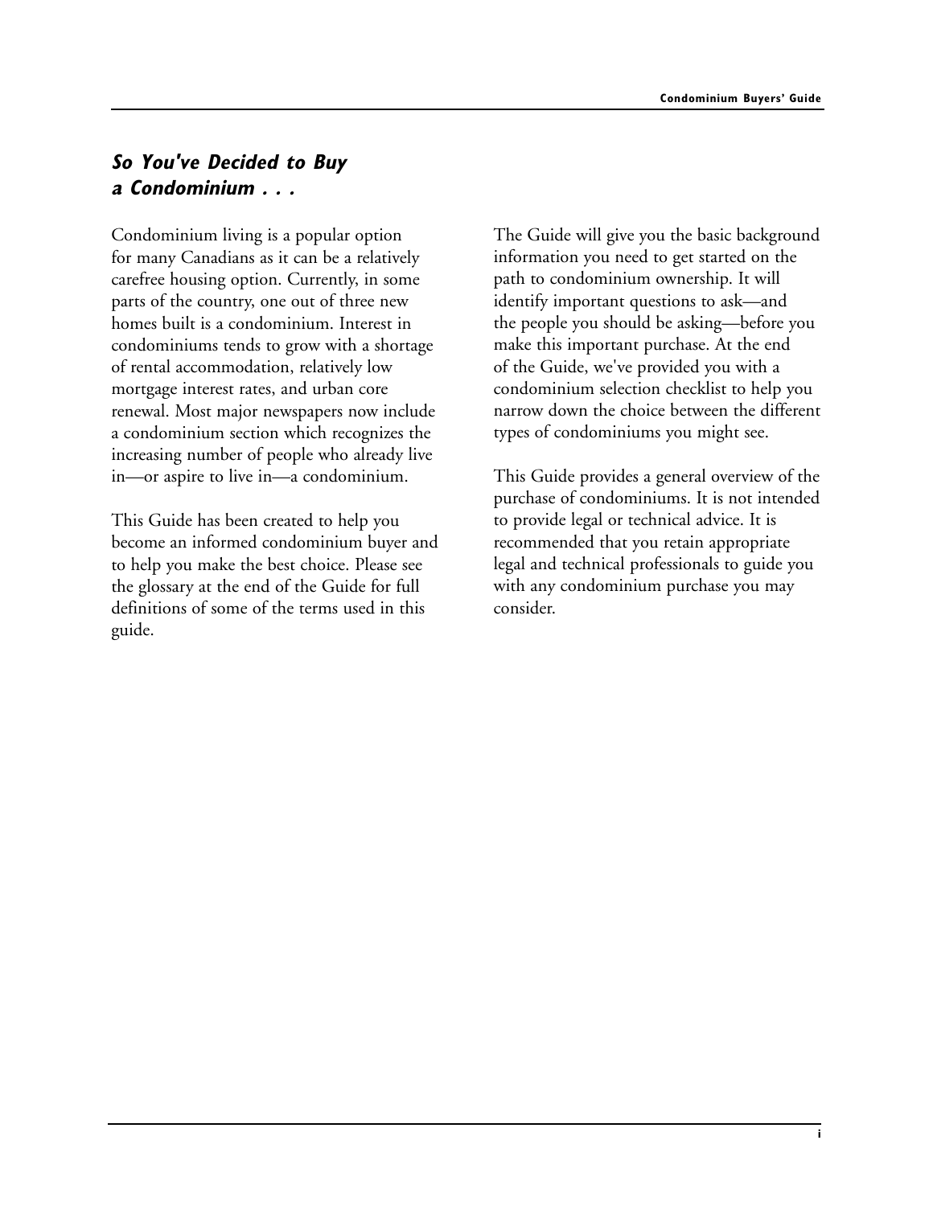## *So You've Decided to Buy a Condominium . . .*

Condominium living is a popular option for many Canadians as it can be a relatively carefree housing option. Currently, in some parts of the country, one out of three new homes built is a condominium. Interest in condominiums tends to grow with a shortage of rental accommodation, relatively low mortgage interest rates, and urban core renewal. Most major newspapers now include a condominium section which recognizes the increasing number of people who already live in—or aspire to live in—a condominium.

This Guide has been created to help you become an informed condominium buyer and to help you make the best choice. Please see the glossary at the end of the Guide for full definitions of some of the terms used in this guide.

The Guide will give you the basic background information you need to get started on the path to condominium ownership. It will identify important questions to ask—and the people you should be asking—before you make this important purchase. At the end of the Guide, we've provided you with a condominium selection checklist to help you narrow down the choice between the different types of condominiums you might see.

This Guide provides a general overview of the purchase of condominiums. It is not intended to provide legal or technical advice. It is recommended that you retain appropriate legal and technical professionals to guide you with any condominium purchase you may consider.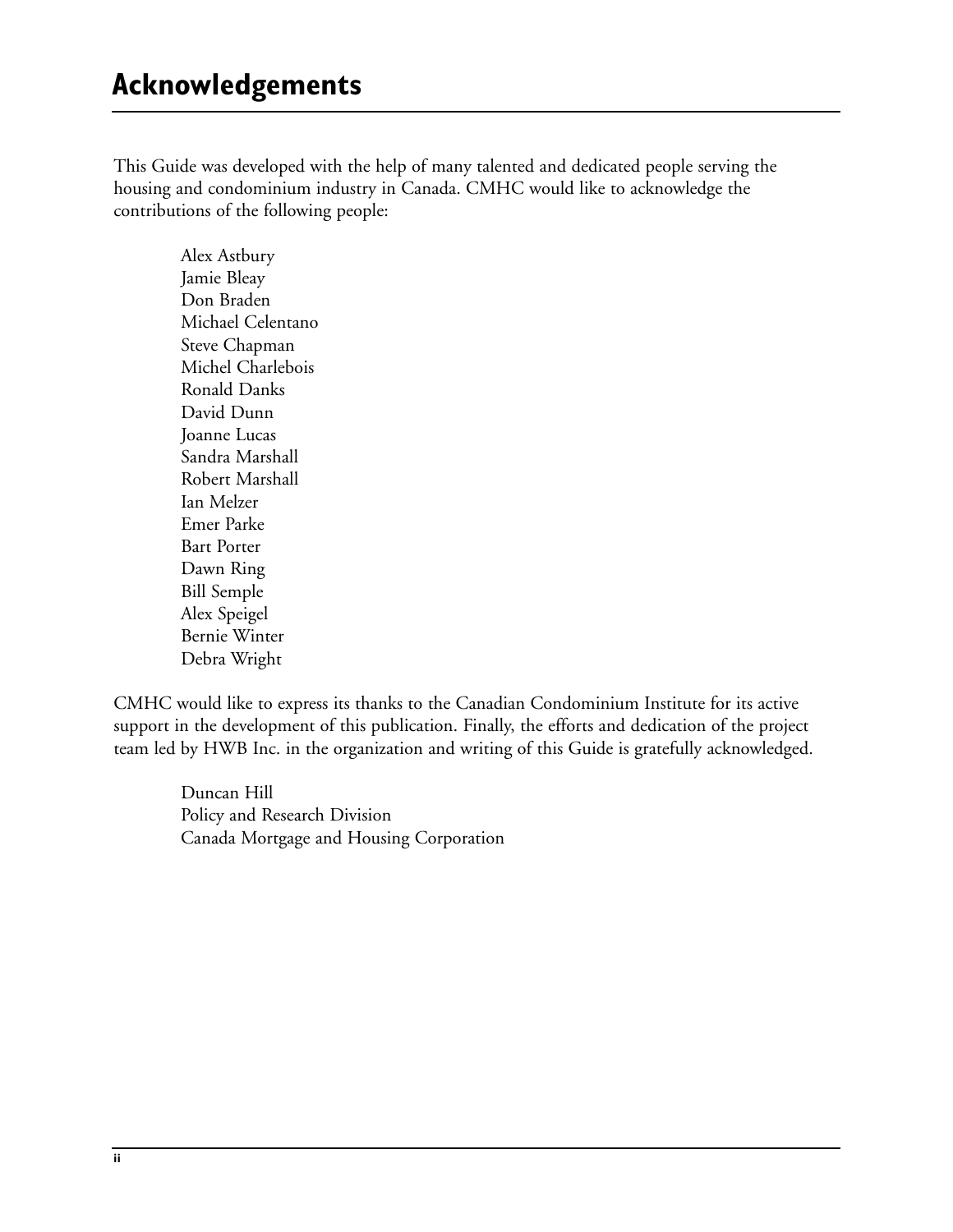# Acknowledgements

This Guide was developed with the help of many talented and dedicated people serving the housing and condominium industry in Canada. CMHC would like to acknowledge the contributions of the following people:

Alex Astbury  
Jamie Bleay  
Don Braden  
Michael Celentano  
Steve Chapman  
Michel Charlebois  
Ronald Danks  
David Dunn  
Joanne Lucas  
Sandra Marshall  
Robert Marshall  
Ian Melzer  
Emer Parke  
Bart Porter  
Dawn Ring  
Bill Semple  
Alex Speigel  
Bernie Winter  
Debra Wright

CMHC would like to express its thanks to the Canadian Condominium Institute for its active support in the development of this publication. Finally, the efforts and dedication of the project team led by HWB Inc. in the organization and writing of this Guide is gratefully acknowledged.

Duncan Hill  
Policy and Research Division  
Canada Mortgage and Housing Corporation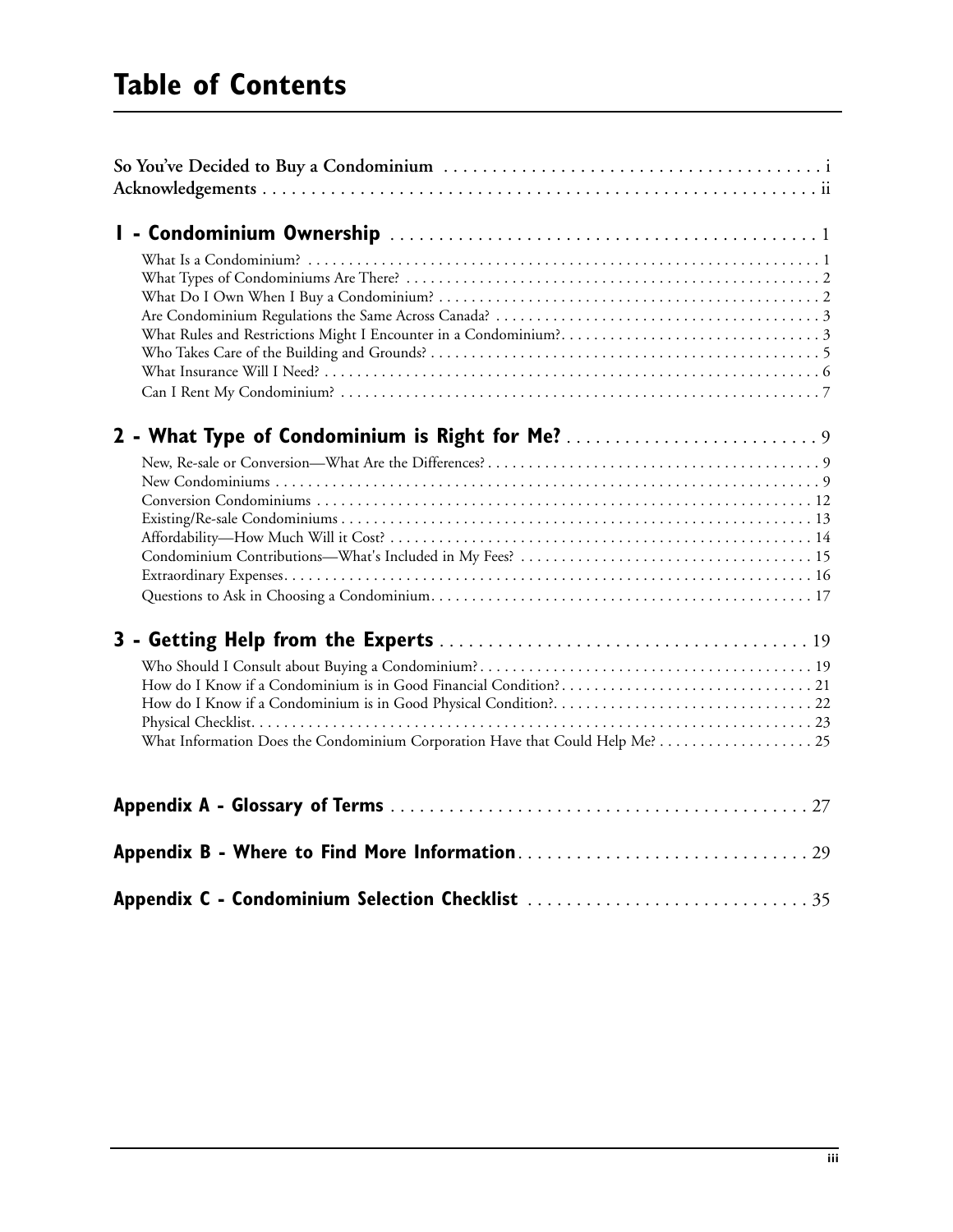# Table of Contents

**So You've Decided to Buy a Condominium** . . . . . . . . . . . . . . . . . . . . . . . . . . . . . . . . . . . . . . i
**Acknowledgements** . . . . . . . . . . . . . . . . . . . . . . . . . . . . . . . . . . . . . . . . . . . . . . . . . . . . . . . . . ii

## 1 - Condominium Ownership . . . . . . . . . . . . . . . . . . . . . . . . . . . . . . . . . . . . . . . . . . . . 1

What Is a Condominium? . . . . . . . . . . . . . . . . . . . . . . . . . . . . . . . . . . . . . . . . . . . . . . . . . . . . . . . . . 1
What Types of Condominiums Are There? . . . . . . . . . . . . . . . . . . . . . . . . . . . . . . . . . . . . . . . . . . . . . 2
What Do I Own When I Buy a Condominium? . . . . . . . . . . . . . . . . . . . . . . . . . . . . . . . . . . . . . . . . . . 2
Are Condominium Regulations the Same Across Canada? . . . . . . . . . . . . . . . . . . . . . . . . . . . . . . . . . . 3
What Rules and Restrictions Might I Encounter in a Condominium? . . . . . . . . . . . . . . . . . . . . . . . . . . 3
Who Takes Care of the Building and Grounds? . . . . . . . . . . . . . . . . . . . . . . . . . . . . . . . . . . . . . . . . . . 5
What Insurance Will I Need? . . . . . . . . . . . . . . . . . . . . . . . . . . . . . . . . . . . . . . . . . . . . . . . . . . . . . . . 6
Can I Rent My Condominium? . . . . . . . . . . . . . . . . . . . . . . . . . . . . . . . . . . . . . . . . . . . . . . . . . . . . . 7

## 2 - What Type of Condominium is Right for Me? . . . . . . . . . . . . . . . . . . . . . . . . . . 9

New, Re-sale or Conversion—What Are the Differences? . . . . . . . . . . . . . . . . . . . . . . . . . . . . . . . . . . . 9
New Condominiums . . . . . . . . . . . . . . . . . . . . . . . . . . . . . . . . . . . . . . . . . . . . . . . . . . . . . . . . . . . . 9
Conversion Condominiums . . . . . . . . . . . . . . . . . . . . . . . . . . . . . . . . . . . . . . . . . . . . . . . . . . . . . . . 12
Existing/Re-sale Condominiums . . . . . . . . . . . . . . . . . . . . . . . . . . . . . . . . . . . . . . . . . . . . . . . . . . . . 13
Affordability—How Much Will it Cost? . . . . . . . . . . . . . . . . . . . . . . . . . . . . . . . . . . . . . . . . . . . . . . . 14
Condominium Contributions—What's Included in My Fees? . . . . . . . . . . . . . . . . . . . . . . . . . . . . . . . 15
Extraordinary Expenses . . . . . . . . . . . . . . . . . . . . . . . . . . . . . . . . . . . . . . . . . . . . . . . . . . . . . . . . . . 16
Questions to Ask in Choosing a Condominium . . . . . . . . . . . . . . . . . . . . . . . . . . . . . . . . . . . . . . . . . 17

## 3 - Getting Help from the Experts . . . . . . . . . . . . . . . . . . . . . . . . . . . . . . . . . . . . . . . 19

Who Should I Consult about Buying a Condominium? . . . . . . . . . . . . . . . . . . . . . . . . . . . . . . . . . . . . 19
How do I Know if a Condominium is in Good Financial Condition? . . . . . . . . . . . . . . . . . . . . . . . . . . . 21
How do I Know if a Condominium is in Good Physical Condition? . . . . . . . . . . . . . . . . . . . . . . . . . . . 22
Physical Checklist . . . . . . . . . . . . . . . . . . . . . . . . . . . . . . . . . . . . . . . . . . . . . . . . . . . . . . . . . . . . . . 23
What Information Does the Condominium Corporation Have that Could Help Me? . . . . . . . . . . . . . . . . . . 25

## Appendix A - Glossary of Terms . . . . . . . . . . . . . . . . . . . . . . . . . . . . . . . . . . . . . . . . . . 27

## Appendix B - Where to Find More Information . . . . . . . . . . . . . . . . . . . . . . . . . . . . . 29

## Appendix C - Condominium Selection Checklist . . . . . . . . . . . . . . . . . . . . . . . . . . . . 35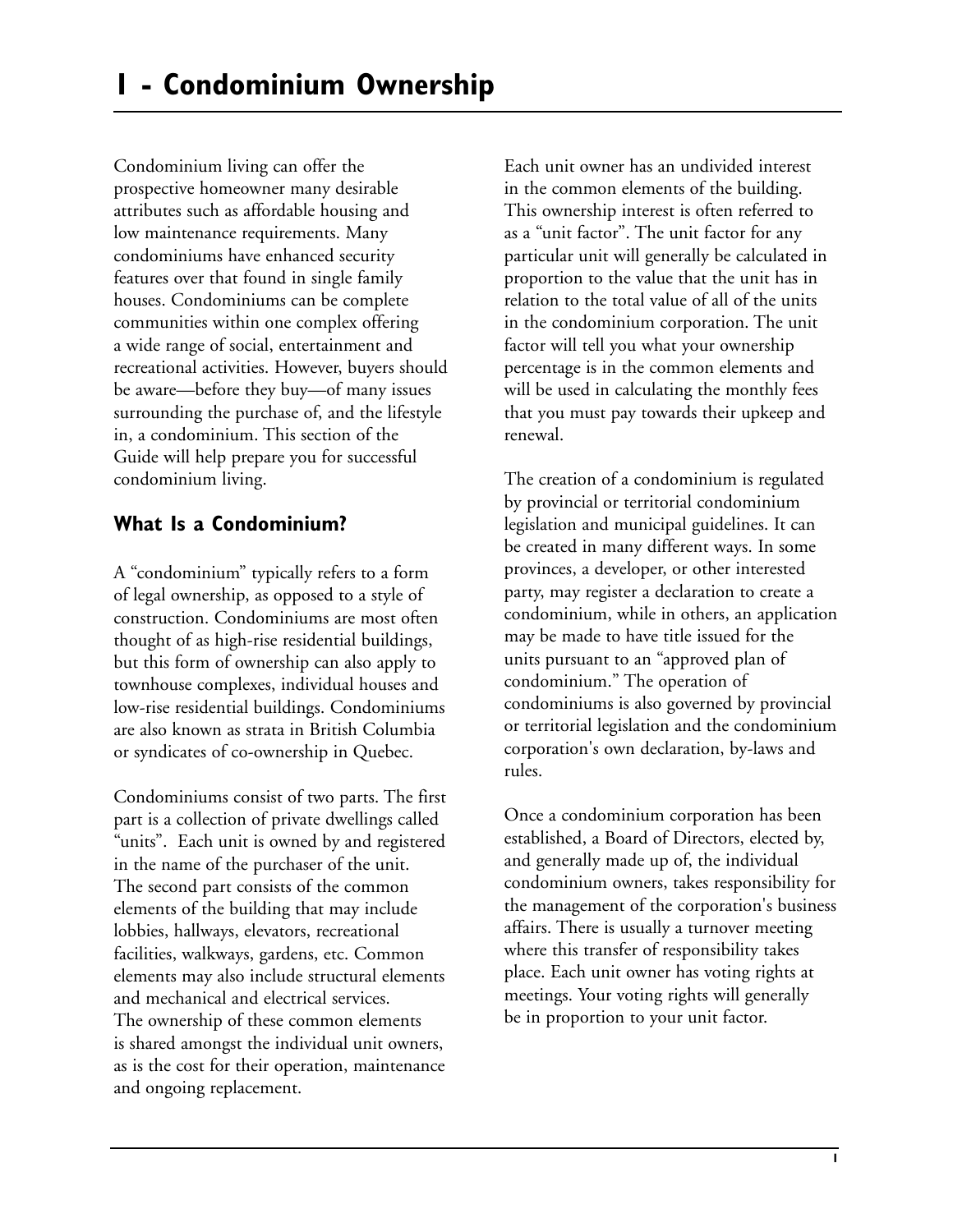# 1 - Condominium Ownership

Condominium living can offer the prospective homeowner many desirable attributes such as affordable housing and low maintenance requirements. Many condominiums have enhanced security features over that found in single family houses. Condominiums can be complete communities within one complex offering a wide range of social, entertainment and recreational activities. However, buyers should be aware—before they buy—of many issues surrounding the purchase of, and the lifestyle in, a condominium. This section of the Guide will help prepare you for successful condominium living.

## What Is a Condominium?

A "condominium" typically refers to a form of legal ownership, as opposed to a style of construction. Condominiums are most often thought of as high-rise residential buildings, but this form of ownership can also apply to townhouse complexes, individual houses and low-rise residential buildings. Condominiums are also known as strata in British Columbia or syndicates of co-ownership in Quebec.

Condominiums consist of two parts. The first part is a collection of private dwellings called "units". Each unit is owned by and registered in the name of the purchaser of the unit. The second part consists of the common elements of the building that may include lobbies, hallways, elevators, recreational facilities, walkways, gardens, etc. Common elements may also include structural elements and mechanical and electrical services. The ownership of these common elements is shared amongst the individual unit owners, as is the cost for their operation, maintenance and ongoing replacement.

Each unit owner has an undivided interest in the common elements of the building. This ownership interest is often referred to as a "unit factor". The unit factor for any particular unit will generally be calculated in proportion to the value that the unit has in relation to the total value of all of the units in the condominium corporation. The unit factor will tell you what your ownership percentage is in the common elements and will be used in calculating the monthly fees that you must pay towards their upkeep and renewal.

The creation of a condominium is regulated by provincial or territorial condominium legislation and municipal guidelines. It can be created in many different ways. In some provinces, a developer, or other interested party, may register a declaration to create a condominium, while in others, an application may be made to have title issued for the units pursuant to an "approved plan of condominium." The operation of condominiums is also governed by provincial or territorial legislation and the condominium corporation's own declaration, by-laws and rules.

Once a condominium corporation has been established, a Board of Directors, elected by, and generally made up of, the individual condominium owners, takes responsibility for the management of the corporation's business affairs. There is usually a turnover meeting where this transfer of responsibility takes place. Each unit owner has voting rights at meetings. Your voting rights will generally be in proportion to your unit factor.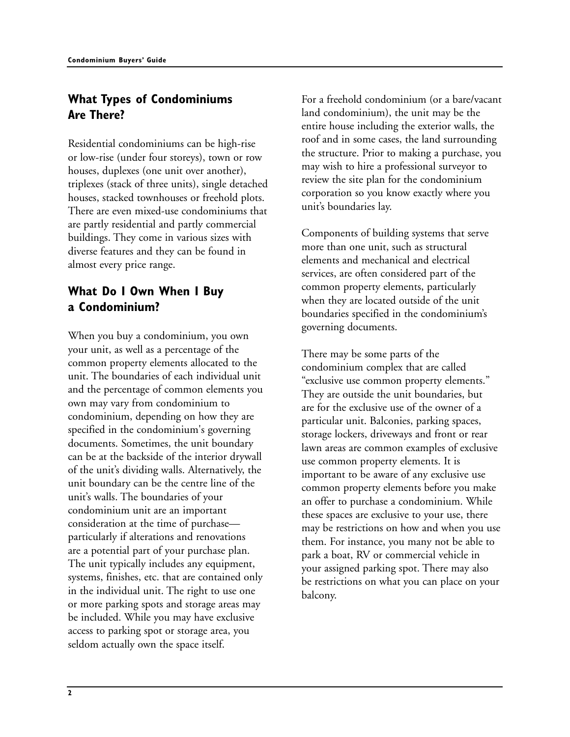## What Types of Condominiums Are There?

Residential condominiums can be high-rise or low-rise (under four storeys), town or row houses, duplexes (one unit over another), triplexes (stack of three units), single detached houses, stacked townhouses or freehold plots. There are even mixed-use condominiums that are partly residential and partly commercial buildings. They come in various sizes with diverse features and they can be found in almost every price range.

## What Do I Own When I Buy a Condominium?

When you buy a condominium, you own your unit, as well as a percentage of the common property elements allocated to the unit. The boundaries of each individual unit and the percentage of common elements you own may vary from condominium to condominium, depending on how they are specified in the condominium's governing documents. Sometimes, the unit boundary can be at the backside of the interior drywall of the unit's dividing walls. Alternatively, the unit boundary can be the centre line of the unit's walls. The boundaries of your condominium unit are an important consideration at the time of purchase—particularly if alterations and renovations are a potential part of your purchase plan. The unit typically includes any equipment, systems, finishes, etc. that are contained only in the individual unit. The right to use one or more parking spots and storage areas may be included. While you may have exclusive access to parking spot or storage area, you seldom actually own the space itself.

For a freehold condominium (or a bare/vacant land condominium), the unit may be the entire house including the exterior walls, the roof and in some cases, the land surrounding the structure. Prior to making a purchase, you may wish to hire a professional surveyor to review the site plan for the condominium corporation so you know exactly where you unit's boundaries lay.

Components of building systems that serve more than one unit, such as structural elements and mechanical and electrical services, are often considered part of the common property elements, particularly when they are located outside of the unit boundaries specified in the condominium's governing documents.

There may be some parts of the condominium complex that are called "exclusive use common property elements." They are outside the unit boundaries, but are for the exclusive use of the owner of a particular unit. Balconies, parking spaces, storage lockers, driveways and front or rear lawn areas are common examples of exclusive use common property elements. It is important to be aware of any exclusive use common property elements before you make an offer to purchase a condominium. While these spaces are exclusive to your use, there may be restrictions on how and when you use them. For instance, you many not be able to park a boat, RV or commercial vehicle in your assigned parking spot. There may also be restrictions on what you can place on your balcony.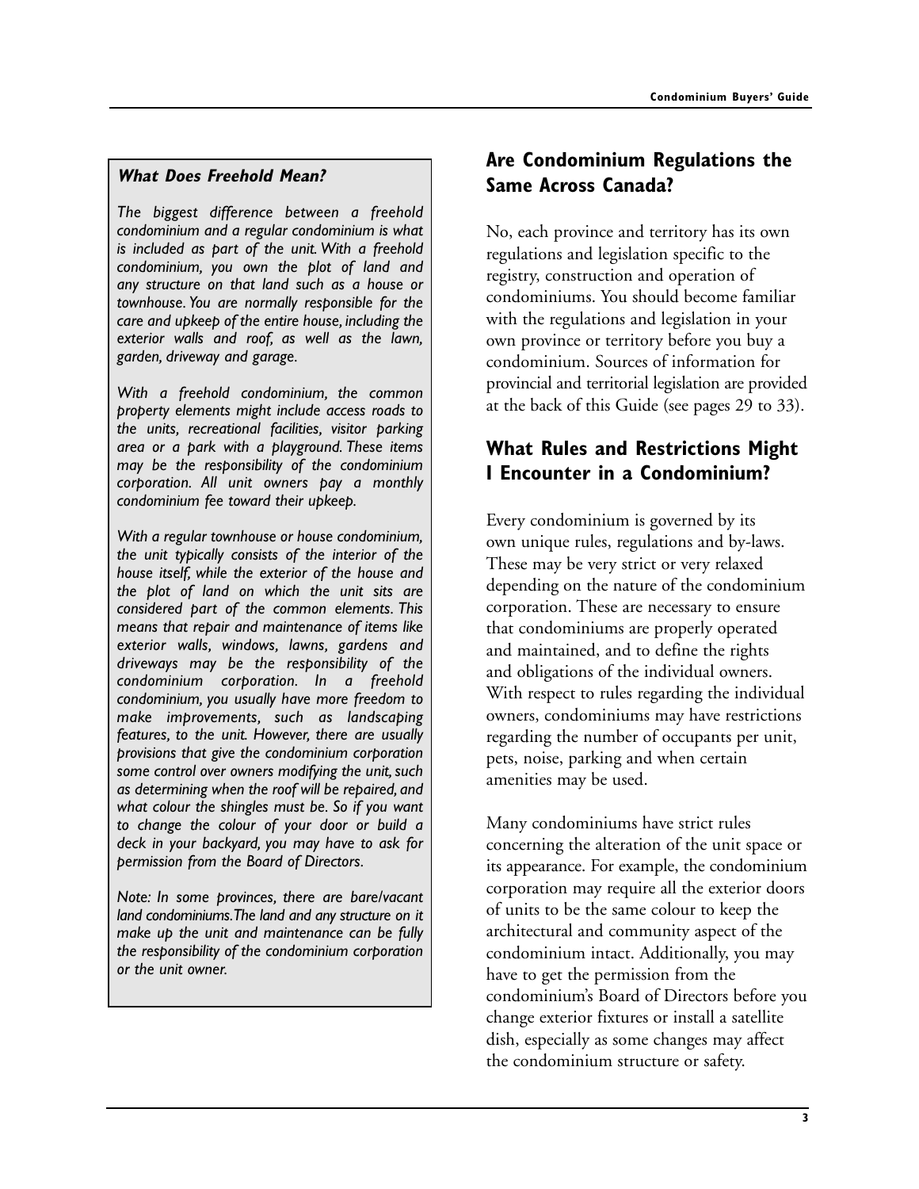### *What Does Freehold Mean?*

*The biggest difference between a freehold condominium and a regular condominium is what is included as part of the unit. With a freehold condominium, you own the plot of land and any structure on that land such as a house or townhouse. You are normally responsible for the care and upkeep of the entire house, including the exterior walls and roof, as well as the lawn, garden, driveway and garage.*

*With a freehold condominium, the common property elements might include access roads to the units, recreational facilities, visitor parking area or a park with a playground. These items may be the responsibility of the condominium corporation. All unit owners pay a monthly condominium fee toward their upkeep.*

*With a regular townhouse or house condominium, the unit typically consists of the interior of the house itself, while the exterior of the house and the plot of land on which the unit sits are considered part of the common elements. This means that repair and maintenance of items like exterior walls, windows, lawns, gardens and driveways may be the responsibility of the condominium corporation. In a freehold condominium, you usually have more freedom to make improvements, such as landscaping features, to the unit. However, there are usually provisions that give the condominium corporation some control over owners modifying the unit, such as determining when the roof will be repaired, and what colour the shingles must be. So if you want to change the colour of your door or build a deck in your backyard, you may have to ask for permission from the Board of Directors.*

*Note: In some provinces, there are bare/vacant land condominiums. The land and any structure on it make up the unit and maintenance can be fully the responsibility of the condominium corporation or the unit owner.*

## Are Condominium Regulations the Same Across Canada?

No, each province and territory has its own regulations and legislation specific to the registry, construction and operation of condominiums. You should become familiar with the regulations and legislation in your own province or territory before you buy a condominium. Sources of information for provincial and territorial legislation are provided at the back of this Guide (see pages 29 to 33).

## What Rules and Restrictions Might I Encounter in a Condominium?

Every condominium is governed by its own unique rules, regulations and by-laws. These may be very strict or very relaxed depending on the nature of the condominium corporation. These are necessary to ensure that condominiums are properly operated and maintained, and to define the rights and obligations of the individual owners. With respect to rules regarding the individual owners, condominiums may have restrictions regarding the number of occupants per unit, pets, noise, parking and when certain amenities may be used.

Many condominiums have strict rules concerning the alteration of the unit space or its appearance. For example, the condominium corporation may require all the exterior doors of units to be the same colour to keep the architectural and community aspect of the condominium intact. Additionally, you may have to get the permission from the condominium's Board of Directors before you change exterior fixtures or install a satellite dish, especially as some changes may affect the condominium structure or safety.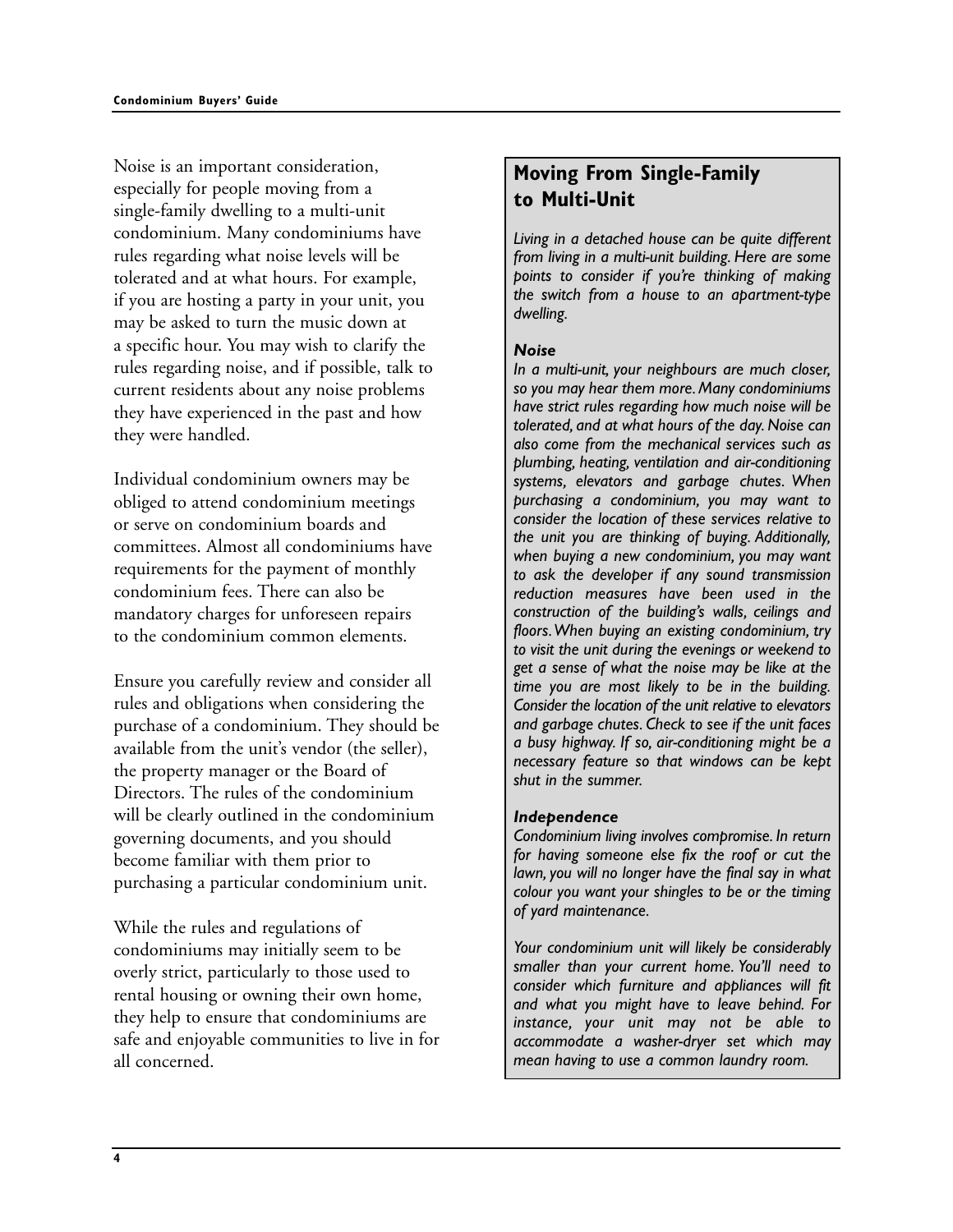Noise is an important consideration, especially for people moving from a single-family dwelling to a multi-unit condominium. Many condominiums have rules regarding what noise levels will be tolerated and at what hours. For example, if you are hosting a party in your unit, you may be asked to turn the music down at a specific hour. You may wish to clarify the rules regarding noise, and if possible, talk to current residents about any noise problems they have experienced in the past and how they were handled.

Individual condominium owners may be obliged to attend condominium meetings or serve on condominium boards and committees. Almost all condominiums have requirements for the payment of monthly condominium fees. There can also be mandatory charges for unforeseen repairs to the condominium common elements.

Ensure you carefully review and consider all rules and obligations when considering the purchase of a condominium. They should be available from the unit's vendor (the seller), the property manager or the Board of Directors. The rules of the condominium will be clearly outlined in the condominium governing documents, and you should become familiar with them prior to purchasing a particular condominium unit.

While the rules and regulations of condominiums may initially seem to be overly strict, particularly to those used to rental housing or owning their own home, they help to ensure that condominiums are safe and enjoyable communities to live in for all concerned.

## Moving From Single-Family to Multi-Unit

*Living in a detached house can be quite different from living in a multi-unit building. Here are some points to consider if you're thinking of making the switch from a house to an apartment-type dwelling.*

### *Noise*

*In a multi-unit, your neighbours are much closer, so you may hear them more. Many condominiums have strict rules regarding how much noise will be tolerated, and at what hours of the day. Noise can also come from the mechanical services such as plumbing, heating, ventilation and air-conditioning systems, elevators and garbage chutes. When purchasing a condominium, you may want to consider the location of these services relative to the unit you are thinking of buying. Additionally, when buying a new condominium, you may want to ask the developer if any sound transmission reduction measures have been used in the construction of the building's walls, ceilings and floors. When buying an existing condominium, try to visit the unit during the evenings or weekend to get a sense of what the noise may be like at the time you are most likely to be in the building. Consider the location of the unit relative to elevators and garbage chutes. Check to see if the unit faces a busy highway. If so, air-conditioning might be a necessary feature so that windows can be kept shut in the summer.*

### *Independence*

*Condominium living involves compromise. In return for having someone else fix the roof or cut the lawn, you will no longer have the final say in what colour you want your shingles to be or the timing of yard maintenance.*

*Your condominium unit will likely be considerably smaller than your current home. You'll need to consider which furniture and appliances will fit and what you might have to leave behind. For instance, your unit may not be able to accommodate a washer-dryer set which may mean having to use a common laundry room.*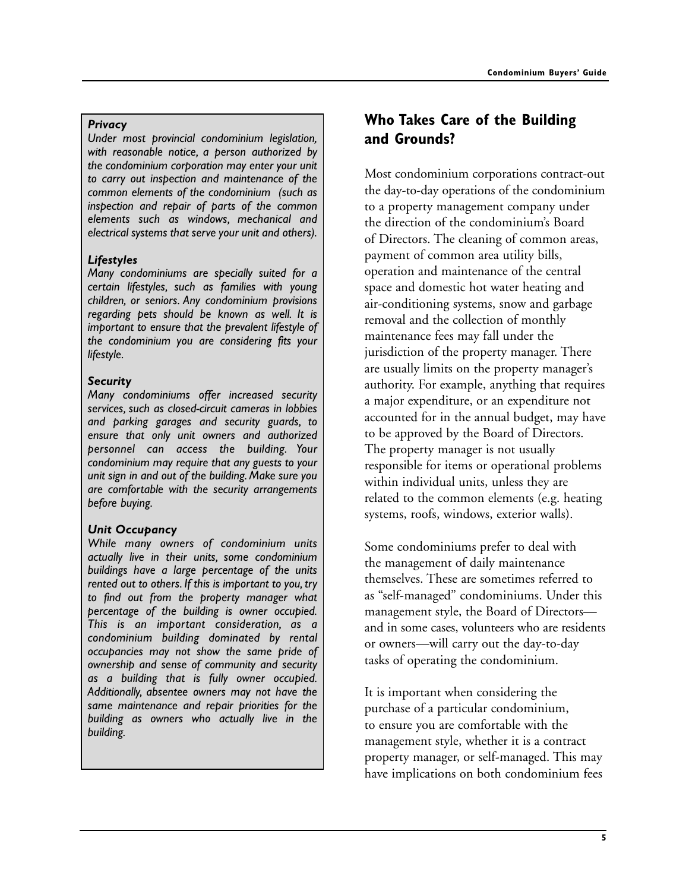***Privacy***

*Under most provincial condominium legislation, with reasonable notice, a person authorized by the condominium corporation may enter your unit to carry out inspection and maintenance of the common elements of the condominium (such as inspection and repair of parts of the common elements such as windows, mechanical and electrical systems that serve your unit and others).*

***Lifestyles***

*Many condominiums are specially suited for a certain lifestyles, such as families with young children, or seniors. Any condominium provisions regarding pets should be known as well. It is important to ensure that the prevalent lifestyle of the condominium you are considering fits your lifestyle.*

***Security***

*Many condominiums offer increased security services, such as closed-circuit cameras in lobbies and parking garages and security guards, to ensure that only unit owners and authorized personnel can access the building. Your condominium may require that any guests to your unit sign in and out of the building. Make sure you are comfortable with the security arrangements before buying.*

***Unit Occupancy***

*While many owners of condominium units actually live in their units, some condominium buildings have a large percentage of the units rented out to others. If this is important to you, try to find out from the property manager what percentage of the building is owner occupied. This is an important consideration, as a condominium building dominated by rental occupancies may not show the same pride of ownership and sense of community and security as a building that is fully owner occupied. Additionally, absentee owners may not have the same maintenance and repair priorities for the building as owners who actually live in the building.*

## Who Takes Care of the Building and Grounds?

Most condominium corporations contract-out the day-to-day operations of the condominium to a property management company under the direction of the condominium's Board of Directors. The cleaning of common areas, payment of common area utility bills, operation and maintenance of the central space and domestic hot water heating and air-conditioning systems, snow and garbage removal and the collection of monthly maintenance fees may fall under the jurisdiction of the property manager. There are usually limits on the property manager's authority. For example, anything that requires a major expenditure, or an expenditure not accounted for in the annual budget, may have to be approved by the Board of Directors. The property manager is not usually responsible for items or operational problems within individual units, unless they are related to the common elements (e.g. heating systems, roofs, windows, exterior walls).

Some condominiums prefer to deal with the management of daily maintenance themselves. These are sometimes referred to as "self-managed" condominiums. Under this management style, the Board of Directors—and in some cases, volunteers who are residents or owners—will carry out the day-to-day tasks of operating the condominium.

It is important when considering the purchase of a particular condominium, to ensure you are comfortable with the management style, whether it is a contract property manager, or self-managed. This may have implications on both condominium fees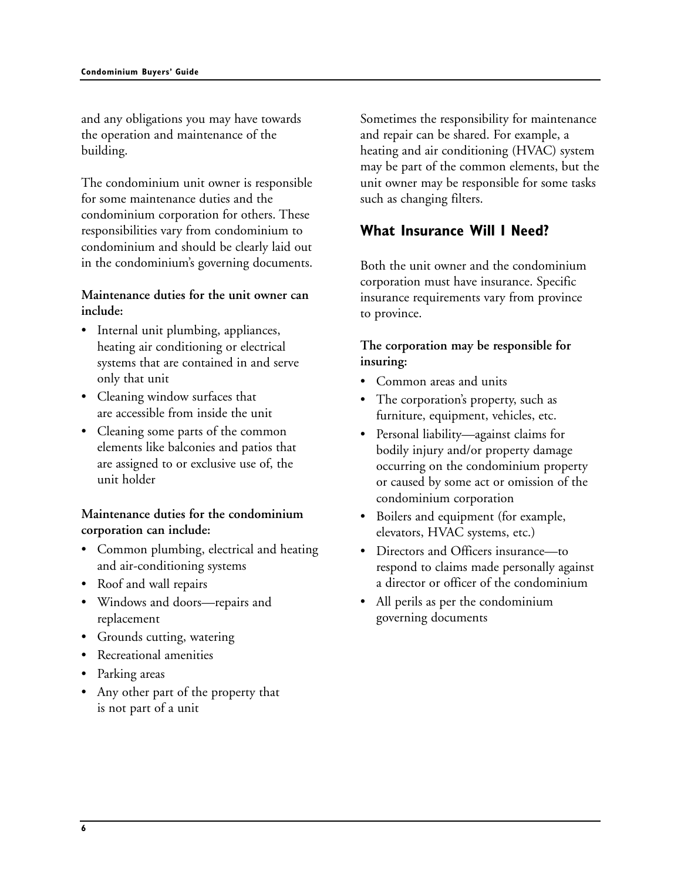and any obligations you may have towards the operation and maintenance of the building.

The condominium unit owner is responsible for some maintenance duties and the condominium corporation for others. These responsibilities vary from condominium to condominium and should be clearly laid out in the condominium's governing documents.

**Maintenance duties for the unit owner can include:**

- Internal unit plumbing, appliances, heating air conditioning or electrical systems that are contained in and serve only that unit
- Cleaning window surfaces that are accessible from inside the unit
- Cleaning some parts of the common elements like balconies and patios that are assigned to or exclusive use of, the unit holder

**Maintenance duties for the condominium corporation can include:**

- Common plumbing, electrical and heating and air-conditioning systems
- Roof and wall repairs
- Windows and doors—repairs and replacement
- Grounds cutting, watering
- Recreational amenities
- Parking areas
- Any other part of the property that is not part of a unit

Sometimes the responsibility for maintenance and repair can be shared. For example, a heating and air conditioning (HVAC) system may be part of the common elements, but the unit owner may be responsible for some tasks such as changing filters.

## What Insurance Will I Need?

Both the unit owner and the condominium corporation must have insurance. Specific insurance requirements vary from province to province.

**The corporation may be responsible for insuring:**

- Common areas and units
- The corporation's property, such as furniture, equipment, vehicles, etc.
- Personal liability—against claims for bodily injury and/or property damage occurring on the condominium property or caused by some act or omission of the condominium corporation
- Boilers and equipment (for example, elevators, HVAC systems, etc.)
- Directors and Officers insurance—to respond to claims made personally against a director or officer of the condominium
- All perils as per the condominium governing documents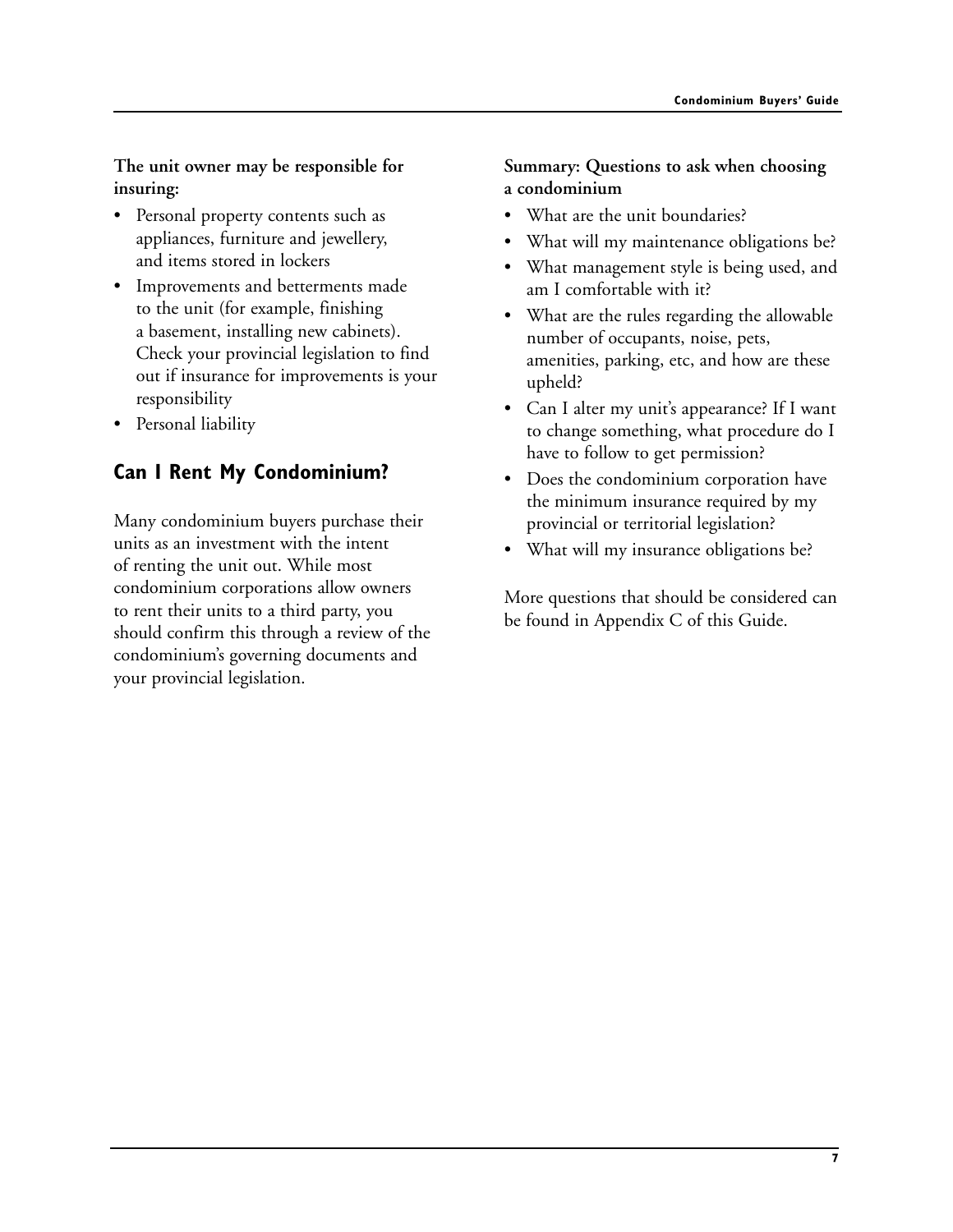**The unit owner may be responsible for insuring:**

- Personal property contents such as appliances, furniture and jewellery, and items stored in lockers
- Improvements and betterments made to the unit (for example, finishing a basement, installing new cabinets). Check your provincial legislation to find out if insurance for improvements is your responsibility
- Personal liability

## Can I Rent My Condominium?

Many condominium buyers purchase their units as an investment with the intent of renting the unit out. While most condominium corporations allow owners to rent their units to a third party, you should confirm this through a review of the condominium's governing documents and your provincial legislation.

**Summary: Questions to ask when choosing a condominium**

- What are the unit boundaries?
- What will my maintenance obligations be?
- What management style is being used, and am I comfortable with it?
- What are the rules regarding the allowable number of occupants, noise, pets, amenities, parking, etc, and how are these upheld?
- Can I alter my unit's appearance? If I want to change something, what procedure do I have to follow to get permission?
- Does the condominium corporation have the minimum insurance required by my provincial or territorial legislation?
- What will my insurance obligations be?

More questions that should be considered can be found in Appendix C of this Guide.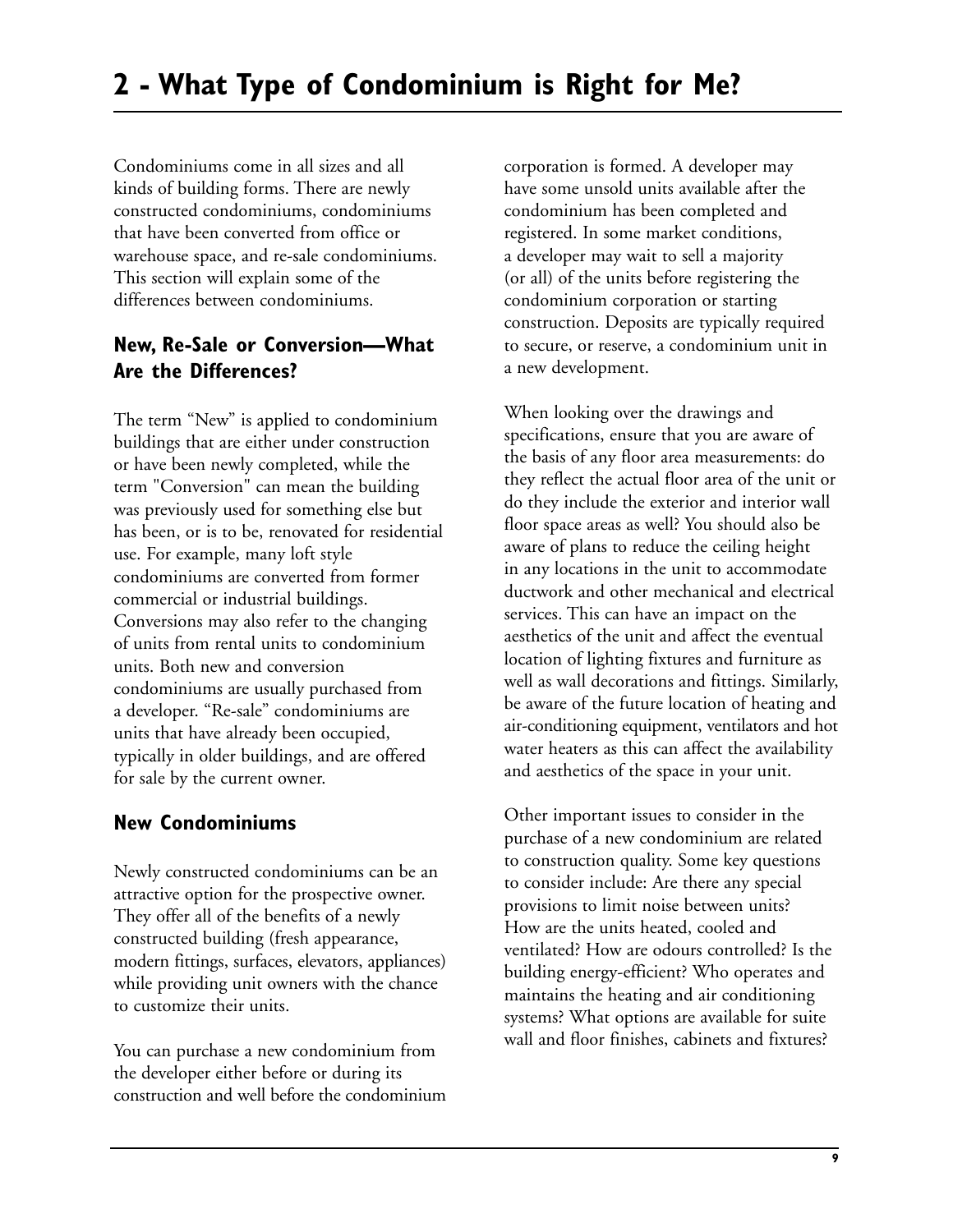# 2 - What Type of Condominium is Right for Me?

Condominiums come in all sizes and all kinds of building forms. There are newly constructed condominiums, condominiums that have been converted from office or warehouse space, and re-sale condominiums. This section will explain some of the differences between condominiums.

## New, Re-Sale or Conversion—What Are the Differences?

The term "New" is applied to condominium buildings that are either under construction or have been newly completed, while the term "Conversion" can mean the building was previously used for something else but has been, or is to be, renovated for residential use. For example, many loft style condominiums are converted from former commercial or industrial buildings. Conversions may also refer to the changing of units from rental units to condominium units. Both new and conversion condominiums are usually purchased from a developer. "Re-sale" condominiums are units that have already been occupied, typically in older buildings, and are offered for sale by the current owner.

## New Condominiums

Newly constructed condominiums can be an attractive option for the prospective owner. They offer all of the benefits of a newly constructed building (fresh appearance, modern fittings, surfaces, elevators, appliances) while providing unit owners with the chance to customize their units.

You can purchase a new condominium from the developer either before or during its construction and well before the condominium corporation is formed. A developer may have some unsold units available after the condominium has been completed and registered. In some market conditions, a developer may wait to sell a majority (or all) of the units before registering the condominium corporation or starting construction. Deposits are typically required to secure, or reserve, a condominium unit in a new development.

When looking over the drawings and specifications, ensure that you are aware of the basis of any floor area measurements: do they reflect the actual floor area of the unit or do they include the exterior and interior wall floor space areas as well? You should also be aware of plans to reduce the ceiling height in any locations in the unit to accommodate ductwork and other mechanical and electrical services. This can have an impact on the aesthetics of the unit and affect the eventual location of lighting fixtures and furniture as well as wall decorations and fittings. Similarly, be aware of the future location of heating and air-conditioning equipment, ventilators and hot water heaters as this can affect the availability and aesthetics of the space in your unit.

Other important issues to consider in the purchase of a new condominium are related to construction quality. Some key questions to consider include: Are there any special provisions to limit noise between units? How are the units heated, cooled and ventilated? How are odours controlled? Is the building energy-efficient? Who operates and maintains the heating and air conditioning systems? What options are available for suite wall and floor finishes, cabinets and fixtures?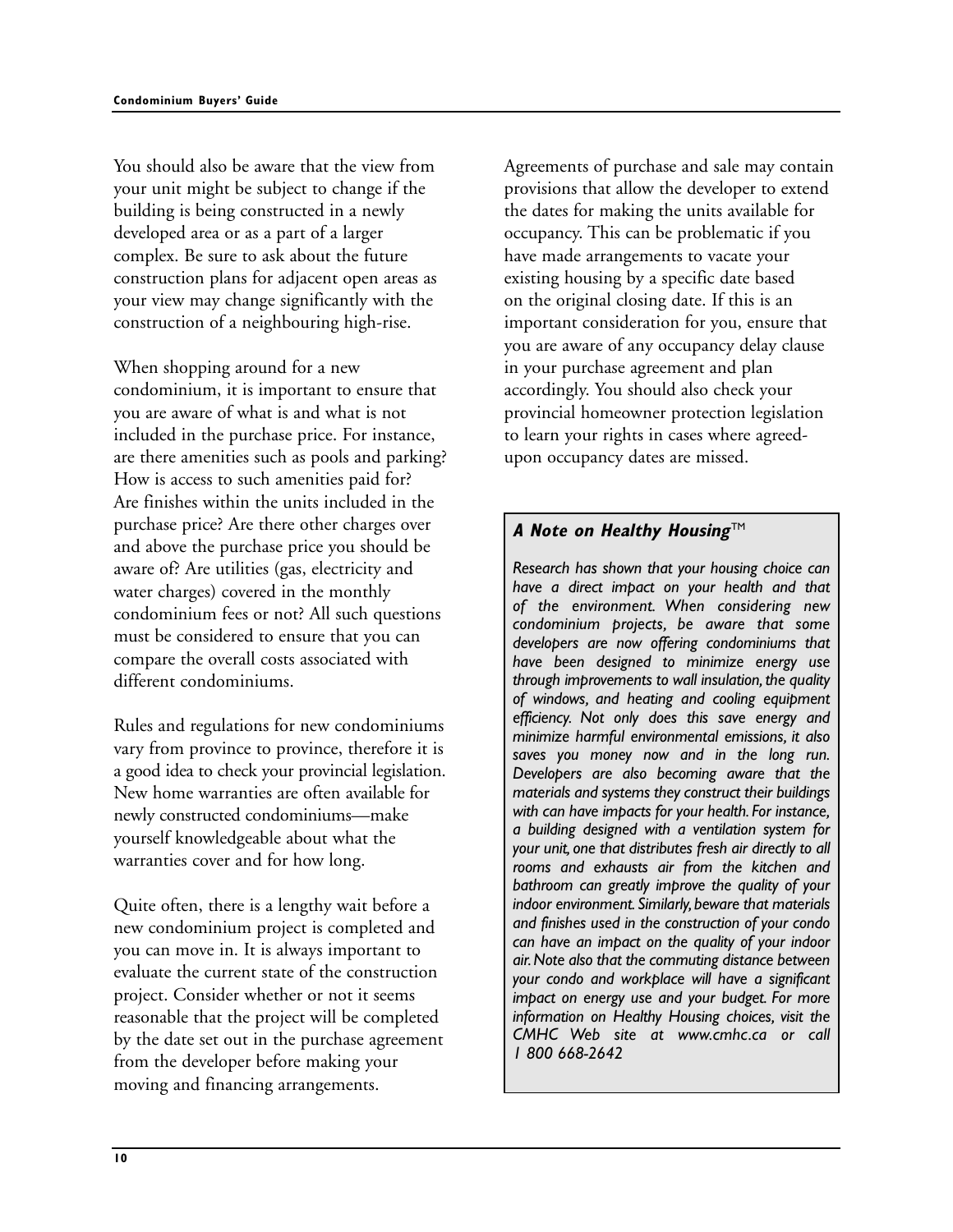You should also be aware that the view from your unit might be subject to change if the building is being constructed in a newly developed area or as a part of a larger complex. Be sure to ask about the future construction plans for adjacent open areas as your view may change significantly with the construction of a neighbouring high-rise.

When shopping around for a new condominium, it is important to ensure that you are aware of what is and what is not included in the purchase price. For instance, are there amenities such as pools and parking? How is access to such amenities paid for? Are finishes within the units included in the purchase price? Are there other charges over and above the purchase price you should be aware of? Are utilities (gas, electricity and water charges) covered in the monthly condominium fees or not? All such questions must be considered to ensure that you can compare the overall costs associated with different condominiums.

Rules and regulations for new condominiums vary from province to province, therefore it is a good idea to check your provincial legislation. New home warranties are often available for newly constructed condominiums—make yourself knowledgeable about what the warranties cover and for how long.

Quite often, there is a lengthy wait before a new condominium project is completed and you can move in. It is always important to evaluate the current state of the construction project. Consider whether or not it seems reasonable that the project will be completed by the date set out in the purchase agreement from the developer before making your moving and financing arrangements.

Agreements of purchase and sale may contain provisions that allow the developer to extend the dates for making the units available for occupancy. This can be problematic if you have made arrangements to vacate your existing housing by a specific date based on the original closing date. If this is an important consideration for you, ensure that you are aware of any occupancy delay clause in your purchase agreement and plan accordingly. You should also check your provincial homeowner protection legislation to learn your rights in cases where agreed-upon occupancy dates are missed.

### *A Note on Healthy Housing™*

*Research has shown that your housing choice can have a direct impact on your health and that of the environment. When considering new condominium projects, be aware that some developers are now offering condominiums that have been designed to minimize energy use through improvements to wall insulation, the quality of windows, and heating and cooling equipment efficiency. Not only does this save energy and minimize harmful environmental emissions, it also saves you money now and in the long run. Developers are also becoming aware that the materials and systems they construct their buildings with can have impacts for your health. For instance, a building designed with a ventilation system for your unit, one that distributes fresh air directly to all rooms and exhausts air from the kitchen and bathroom can greatly improve the quality of your indoor environment. Similarly, beware that materials and finishes used in the construction of your condo can have an impact on the quality of your indoor air. Note also that the commuting distance between your condo and workplace will have a significant impact on energy use and your budget. For more information on Healthy Housing choices, visit the CMHC Web site at www.cmhc.ca or call 1 800 668-2642*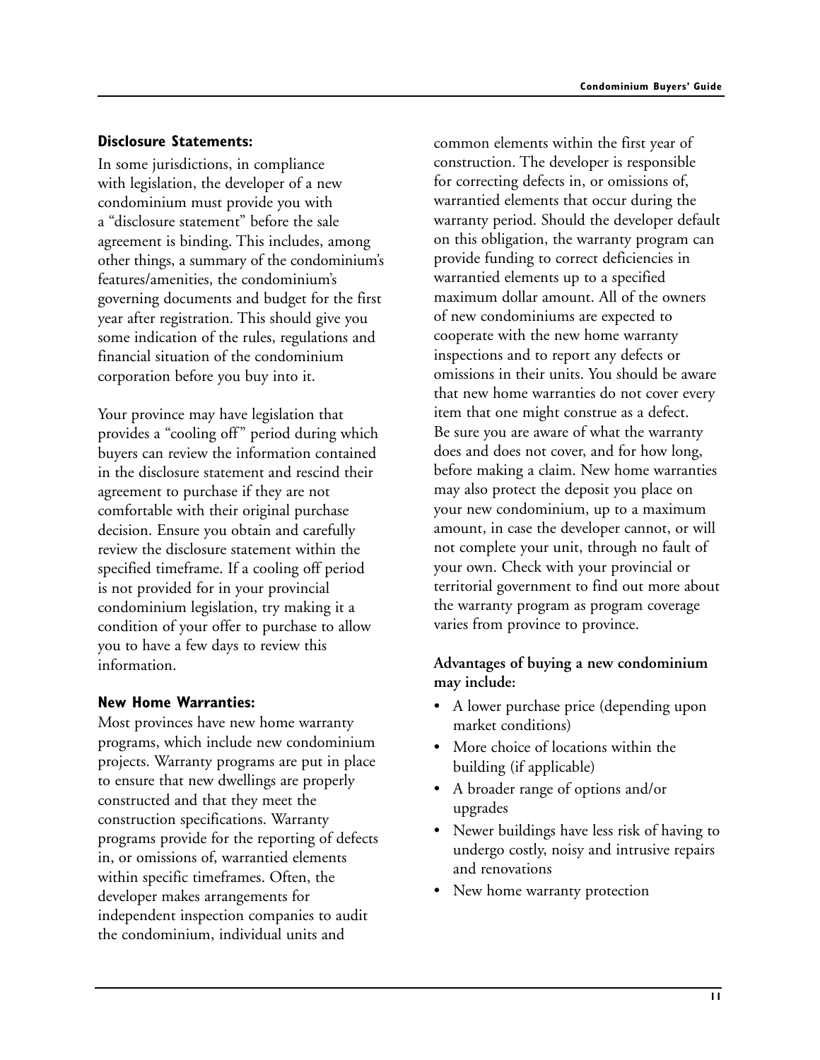### Disclosure Statements:

In some jurisdictions, in compliance with legislation, the developer of a new condominium must provide you with a "disclosure statement" before the sale agreement is binding. This includes, among other things, a summary of the condominium's features/amenities, the condominium's governing documents and budget for the first year after registration. This should give you some indication of the rules, regulations and financial situation of the condominium corporation before you buy into it.

Your province may have legislation that provides a "cooling off" period during which buyers can review the information contained in the disclosure statement and rescind their agreement to purchase if they are not comfortable with their original purchase decision. Ensure you obtain and carefully review the disclosure statement within the specified timeframe. If a cooling off period is not provided for in your provincial condominium legislation, try making it a condition of your offer to purchase to allow you to have a few days to review this information.

### New Home Warranties:

Most provinces have new home warranty programs, which include new condominium projects. Warranty programs are put in place to ensure that new dwellings are properly constructed and that they meet the construction specifications. Warranty programs provide for the reporting of defects in, or omissions of, warrantied elements within specific timeframes. Often, the developer makes arrangements for independent inspection companies to audit the condominium, individual units and common elements within the first year of construction. The developer is responsible for correcting defects in, or omissions of, warrantied elements that occur during the warranty period. Should the developer default on this obligation, the warranty program can provide funding to correct deficiencies in warrantied elements up to a specified maximum dollar amount. All of the owners of new condominiums are expected to cooperate with the new home warranty inspections and to report any defects or omissions in their units. You should be aware that new home warranties do not cover every item that one might construe as a defect. Be sure you are aware of what the warranty does and does not cover, and for how long, before making a claim. New home warranties may also protect the deposit you place on your new condominium, up to a maximum amount, in case the developer cannot, or will not complete your unit, through no fault of your own. Check with your provincial or territorial government to find out more about the warranty program as program coverage varies from province to province.

**Advantages of buying a new condominium may include:**

- A lower purchase price (depending upon market conditions)
- More choice of locations within the building (if applicable)
- A broader range of options and/or upgrades
- Newer buildings have less risk of having to undergo costly, noisy and intrusive repairs and renovations
- New home warranty protection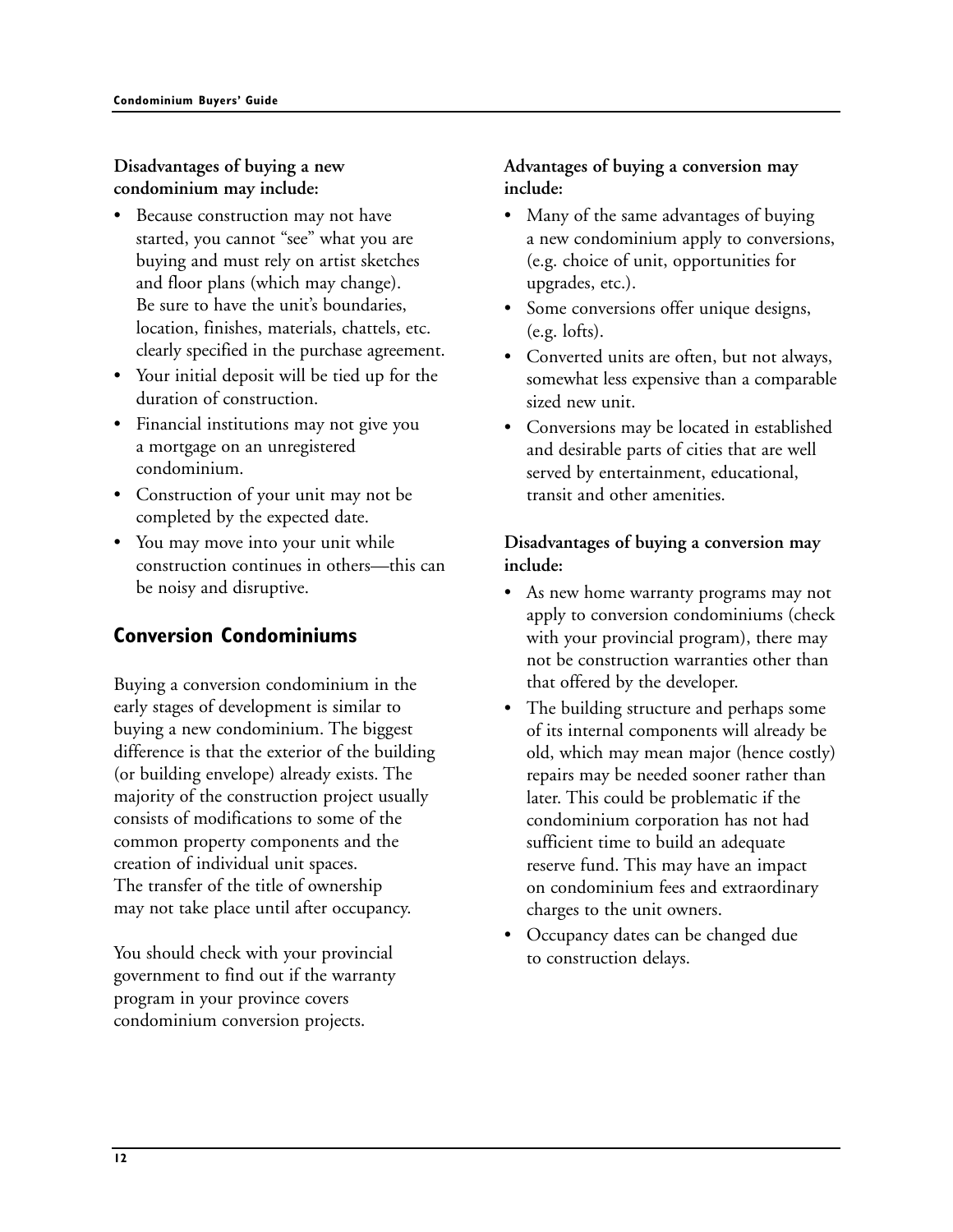**Disadvantages of buying a new condominium may include:**

- Because construction may not have started, you cannot "see" what you are buying and must rely on artist sketches and floor plans (which may change). Be sure to have the unit's boundaries, location, finishes, materials, chattels, etc. clearly specified in the purchase agreement.
- Your initial deposit will be tied up for the duration of construction.
- Financial institutions may not give you a mortgage on an unregistered condominium.
- Construction of your unit may not be completed by the expected date.
- You may move into your unit while construction continues in others—this can be noisy and disruptive.

## Conversion Condominiums

Buying a conversion condominium in the early stages of development is similar to buying a new condominium. The biggest difference is that the exterior of the building (or building envelope) already exists. The majority of the construction project usually consists of modifications to some of the common property components and the creation of individual unit spaces. The transfer of the title of ownership may not take place until after occupancy.

You should check with your provincial government to find out if the warranty program in your province covers condominium conversion projects.

**Advantages of buying a conversion may include:**

- Many of the same advantages of buying a new condominium apply to conversions, (e.g. choice of unit, opportunities for upgrades, etc.).
- Some conversions offer unique designs, (e.g. lofts).
- Converted units are often, but not always, somewhat less expensive than a comparable sized new unit.
- Conversions may be located in established and desirable parts of cities that are well served by entertainment, educational, transit and other amenities.

**Disadvantages of buying a conversion may include:**

- As new home warranty programs may not apply to conversion condominiums (check with your provincial program), there may not be construction warranties other than that offered by the developer.
- The building structure and perhaps some of its internal components will already be old, which may mean major (hence costly) repairs may be needed sooner rather than later. This could be problematic if the condominium corporation has not had sufficient time to build an adequate reserve fund. This may have an impact on condominium fees and extraordinary charges to the unit owners.
- Occupancy dates can be changed due to construction delays.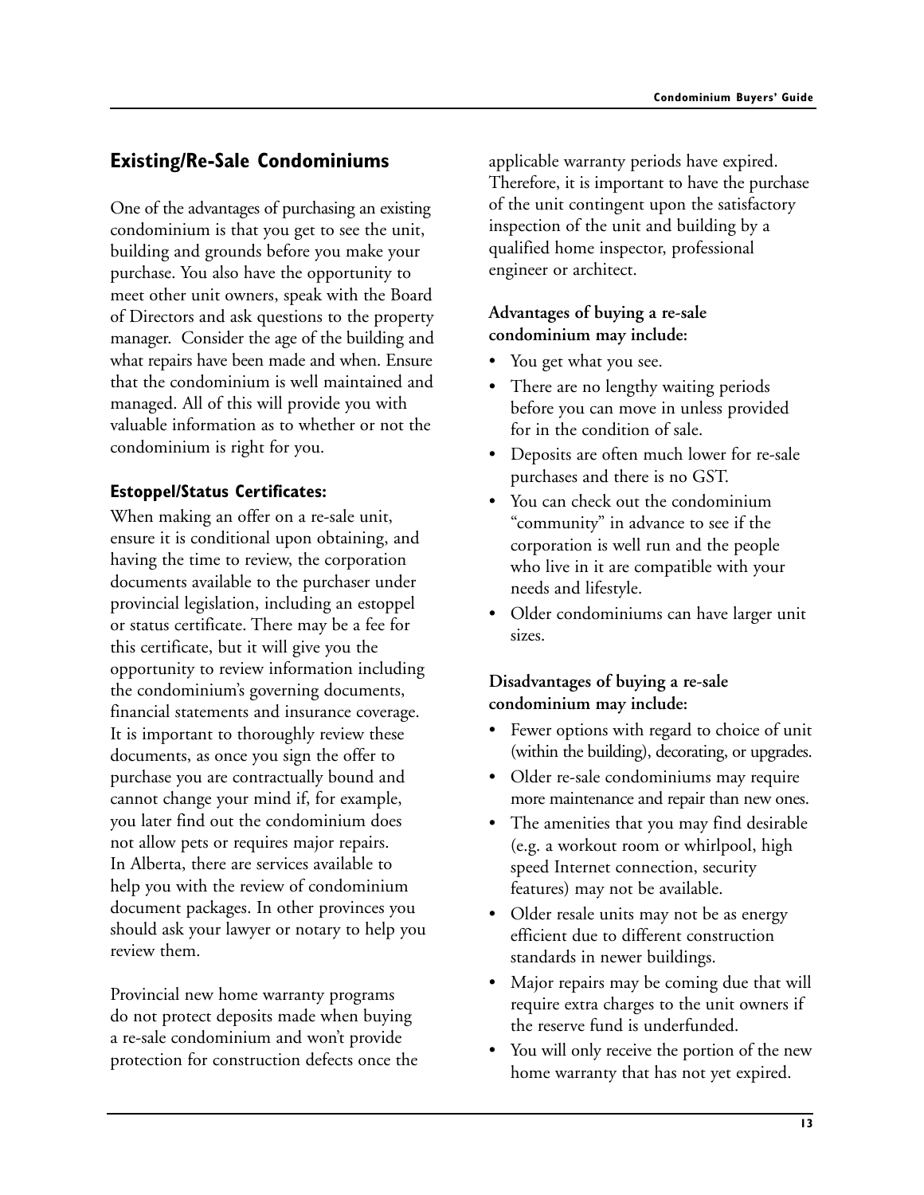## Existing/Re-Sale Condominiums

One of the advantages of purchasing an existing condominium is that you get to see the unit, building and grounds before you make your purchase. You also have the opportunity to meet other unit owners, speak with the Board of Directors and ask questions to the property manager. Consider the age of the building and what repairs have been made and when. Ensure that the condominium is well maintained and managed. All of this will provide you with valuable information as to whether or not the condominium is right for you.

### Estoppel/Status Certificates:

When making an offer on a re-sale unit, ensure it is conditional upon obtaining, and having the time to review, the corporation documents available to the purchaser under provincial legislation, including an estoppel or status certificate. There may be a fee for this certificate, but it will give you the opportunity to review information including the condominium's governing documents, financial statements and insurance coverage. It is important to thoroughly review these documents, as once you sign the offer to purchase you are contractually bound and cannot change your mind if, for example, you later find out the condominium does not allow pets or requires major repairs. In Alberta, there are services available to help you with the review of condominium document packages. In other provinces you should ask your lawyer or notary to help you review them.

Provincial new home warranty programs do not protect deposits made when buying a re-sale condominium and won't provide protection for construction defects once the applicable warranty periods have expired. Therefore, it is important to have the purchase of the unit contingent upon the satisfactory inspection of the unit and building by a qualified home inspector, professional engineer or architect.

**Advantages of buying a re-sale condominium may include:**

- You get what you see.
- There are no lengthy waiting periods before you can move in unless provided for in the condition of sale.
- Deposits are often much lower for re-sale purchases and there is no GST.
- You can check out the condominium "community" in advance to see if the corporation is well run and the people who live in it are compatible with your needs and lifestyle.
- Older condominiums can have larger unit sizes.

**Disadvantages of buying a re-sale condominium may include:**

- Fewer options with regard to choice of unit (within the building), decorating, or upgrades.
- Older re-sale condominiums may require more maintenance and repair than new ones.
- The amenities that you may find desirable (e.g. a workout room or whirlpool, high speed Internet connection, security features) may not be available.
- Older resale units may not be as energy efficient due to different construction standards in newer buildings.
- Major repairs may be coming due that will require extra charges to the unit owners if the reserve fund is underfunded.
- You will only receive the portion of the new home warranty that has not yet expired.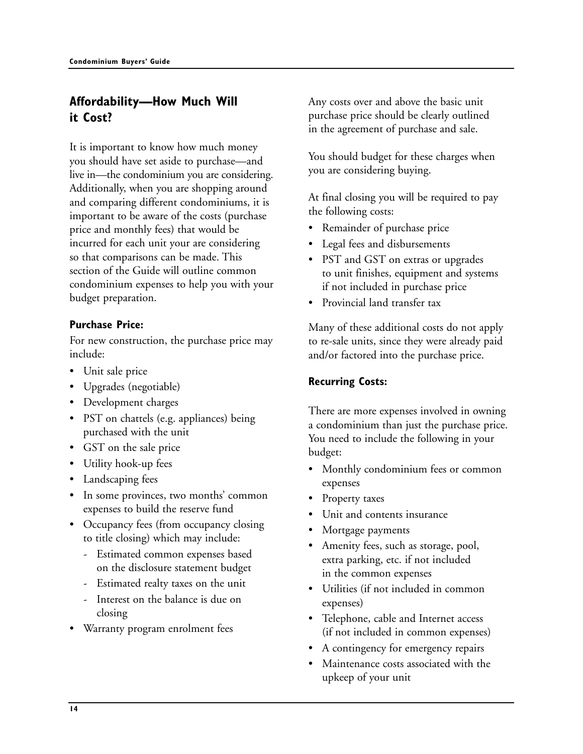## Affordability—How Much Will it Cost?

It is important to know how much money you should have set aside to purchase—and live in—the condominium you are considering. Additionally, when you are shopping around and comparing different condominiums, it is important to be aware of the costs (purchase price and monthly fees) that would be incurred for each unit your are considering so that comparisons can be made. This section of the Guide will outline common condominium expenses to help you with your budget preparation.

### Purchase Price:

For new construction, the purchase price may include:

- Unit sale price
- Upgrades (negotiable)
- Development charges
- PST on chattels (e.g. appliances) being purchased with the unit
- GST on the sale price
- Utility hook-up fees
- Landscaping fees
- In some provinces, two months' common expenses to build the reserve fund
- Occupancy fees (from occupancy closing to title closing) which may include:
  - Estimated common expenses based on the disclosure statement budget
  - Estimated realty taxes on the unit
  - Interest on the balance is due on closing
- Warranty program enrolment fees

Any costs over and above the basic unit purchase price should be clearly outlined in the agreement of purchase and sale.

You should budget for these charges when you are considering buying.

At final closing you will be required to pay the following costs:

- Remainder of purchase price
- Legal fees and disbursements
- PST and GST on extras or upgrades to unit finishes, equipment and systems if not included in purchase price
- Provincial land transfer tax

Many of these additional costs do not apply to re-sale units, since they were already paid and/or factored into the purchase price.

### Recurring Costs:

There are more expenses involved in owning a condominium than just the purchase price. You need to include the following in your budget:

- Monthly condominium fees or common expenses
- Property taxes
- Unit and contents insurance
- Mortgage payments
- Amenity fees, such as storage, pool, extra parking, etc. if not included in the common expenses
- Utilities (if not included in common expenses)
- Telephone, cable and Internet access (if not included in common expenses)
- A contingency for emergency repairs
- Maintenance costs associated with the upkeep of your unit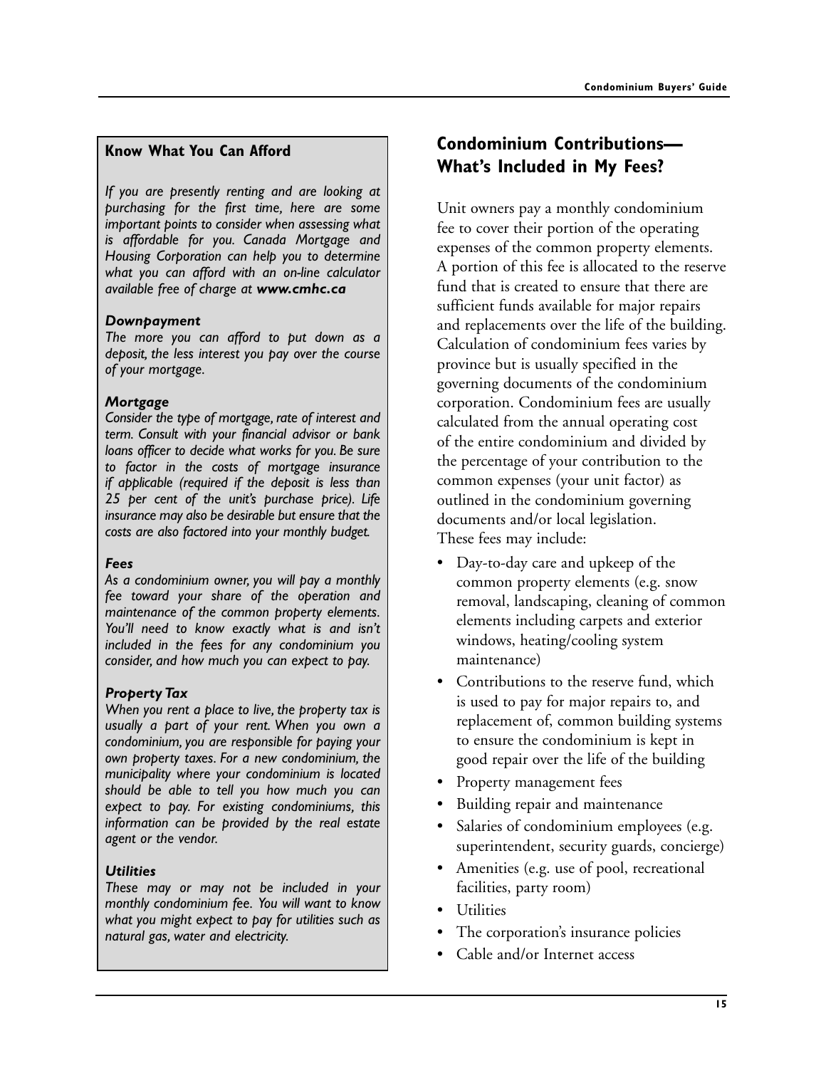### Know What You Can Afford

*If you are presently renting and are looking at purchasing for the first time, here are some important points to consider when assessing what is affordable for you. Canada Mortgage and Housing Corporation can help you to determine what you can afford with an on-line calculator available free of charge at **www.cmhc.ca***

***Downpayment***
*The more you can afford to put down as a deposit, the less interest you pay over the course of your mortgage.*

***Mortgage***
*Consider the type of mortgage, rate of interest and term. Consult with your financial advisor or bank loans officer to decide what works for you. Be sure to factor in the costs of mortgage insurance if applicable (required if the deposit is less than 25 per cent of the unit's purchase price). Life insurance may also be desirable but ensure that the costs are also factored into your monthly budget.*

***Fees***
*As a condominium owner, you will pay a monthly fee toward your share of the operation and maintenance of the common property elements. You'll need to know exactly what is and isn't included in the fees for any condominium you consider, and how much you can expect to pay.*

***Property Tax***
*When you rent a place to live, the property tax is usually a part of your rent. When you own a condominium, you are responsible for paying your own property taxes. For a new condominium, the municipality where your condominium is located should be able to tell you how much you can expect to pay. For existing condominiums, this information can be provided by the real estate agent or the vendor.*

***Utilities***
*These may or may not be included in your monthly condominium fee. You will want to know what you might expect to pay for utilities such as natural gas, water and electricity.*

## Condominium Contributions— What's Included in My Fees?

Unit owners pay a monthly condominium fee to cover their portion of the operating expenses of the common property elements. A portion of this fee is allocated to the reserve fund that is created to ensure that there are sufficient funds available for major repairs and replacements over the life of the building. Calculation of condominium fees varies by province but is usually specified in the governing documents of the condominium corporation. Condominium fees are usually calculated from the annual operating cost of the entire condominium and divided by the percentage of your contribution to the common expenses (your unit factor) as outlined in the condominium governing documents and/or local legislation.
These fees may include:

- Day-to-day care and upkeep of the common property elements (e.g. snow removal, landscaping, cleaning of common elements including carpets and exterior windows, heating/cooling system maintenance)
- Contributions to the reserve fund, which is used to pay for major repairs to, and replacement of, common building systems to ensure the condominium is kept in good repair over the life of the building
- Property management fees
- Building repair and maintenance
- Salaries of condominium employees (e.g. superintendent, security guards, concierge)
- Amenities (e.g. use of pool, recreational facilities, party room)
- Utilities
- The corporation's insurance policies
- Cable and/or Internet access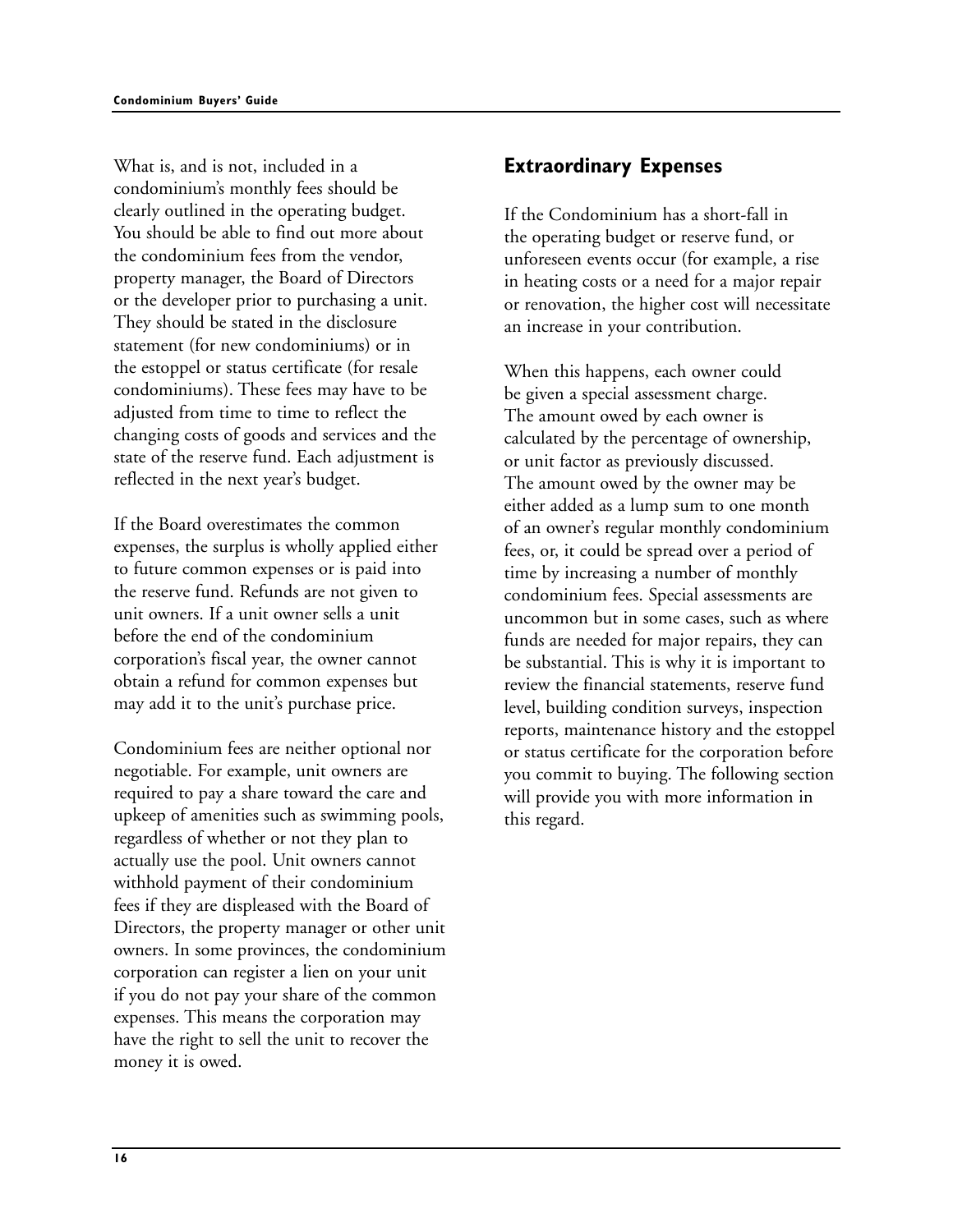What is, and is not, included in a condominium's monthly fees should be clearly outlined in the operating budget. You should be able to find out more about the condominium fees from the vendor, property manager, the Board of Directors or the developer prior to purchasing a unit. They should be stated in the disclosure statement (for new condominiums) or in the estoppel or status certificate (for resale condominiums). These fees may have to be adjusted from time to time to reflect the changing costs of goods and services and the state of the reserve fund. Each adjustment is reflected in the next year's budget.

If the Board overestimates the common expenses, the surplus is wholly applied either to future common expenses or is paid into the reserve fund. Refunds are not given to unit owners. If a unit owner sells a unit before the end of the condominium corporation's fiscal year, the owner cannot obtain a refund for common expenses but may add it to the unit's purchase price.

Condominium fees are neither optional nor negotiable. For example, unit owners are required to pay a share toward the care and upkeep of amenities such as swimming pools, regardless of whether or not they plan to actually use the pool. Unit owners cannot withhold payment of their condominium fees if they are displeased with the Board of Directors, the property manager or other unit owners. In some provinces, the condominium corporation can register a lien on your unit if you do not pay your share of the common expenses. This means the corporation may have the right to sell the unit to recover the money it is owed.

## Extraordinary Expenses

If the Condominium has a short-fall in the operating budget or reserve fund, or unforeseen events occur (for example, a rise in heating costs or a need for a major repair or renovation, the higher cost will necessitate an increase in your contribution.

When this happens, each owner could be given a special assessment charge. The amount owed by each owner is calculated by the percentage of ownership, or unit factor as previously discussed. The amount owed by the owner may be either added as a lump sum to one month of an owner's regular monthly condominium fees, or, it could be spread over a period of time by increasing a number of monthly condominium fees. Special assessments are uncommon but in some cases, such as where funds are needed for major repairs, they can be substantial. This is why it is important to review the financial statements, reserve fund level, building condition surveys, inspection reports, maintenance history and the estoppel or status certificate for the corporation before you commit to buying. The following section will provide you with more information in this regard.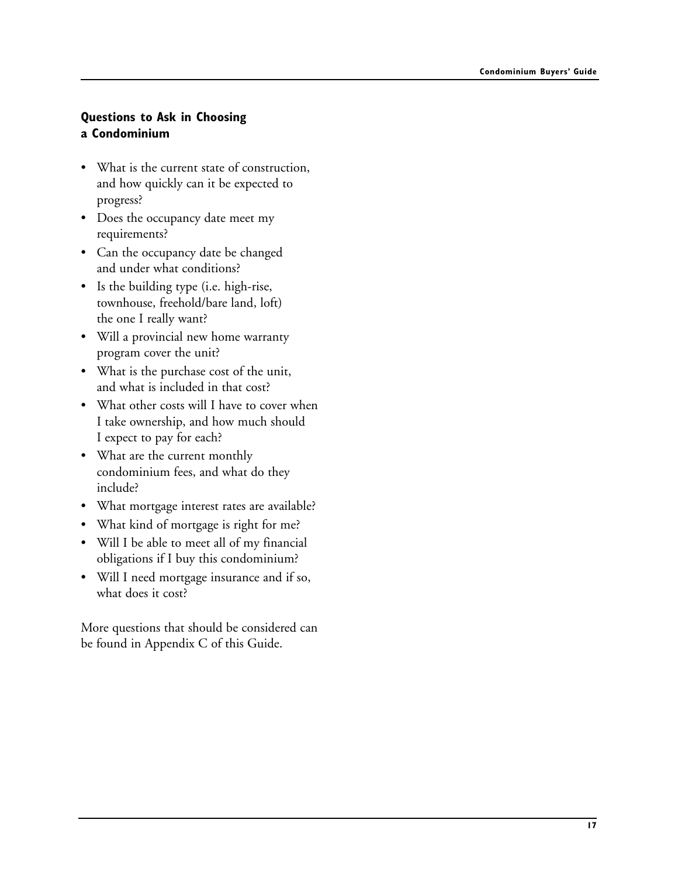## Questions to Ask in Choosing a Condominium

- What is the current state of construction, and how quickly can it be expected to progress?
- Does the occupancy date meet my requirements?
- Can the occupancy date be changed and under what conditions?
- Is the building type (i.e. high-rise, townhouse, freehold/bare land, loft) the one I really want?
- Will a provincial new home warranty program cover the unit?
- What is the purchase cost of the unit, and what is included in that cost?
- What other costs will I have to cover when I take ownership, and how much should I expect to pay for each?
- What are the current monthly condominium fees, and what do they include?
- What mortgage interest rates are available?
- What kind of mortgage is right for me?
- Will I be able to meet all of my financial obligations if I buy this condominium?
- Will I need mortgage insurance and if so, what does it cost?

More questions that should be considered can be found in Appendix C of this Guide.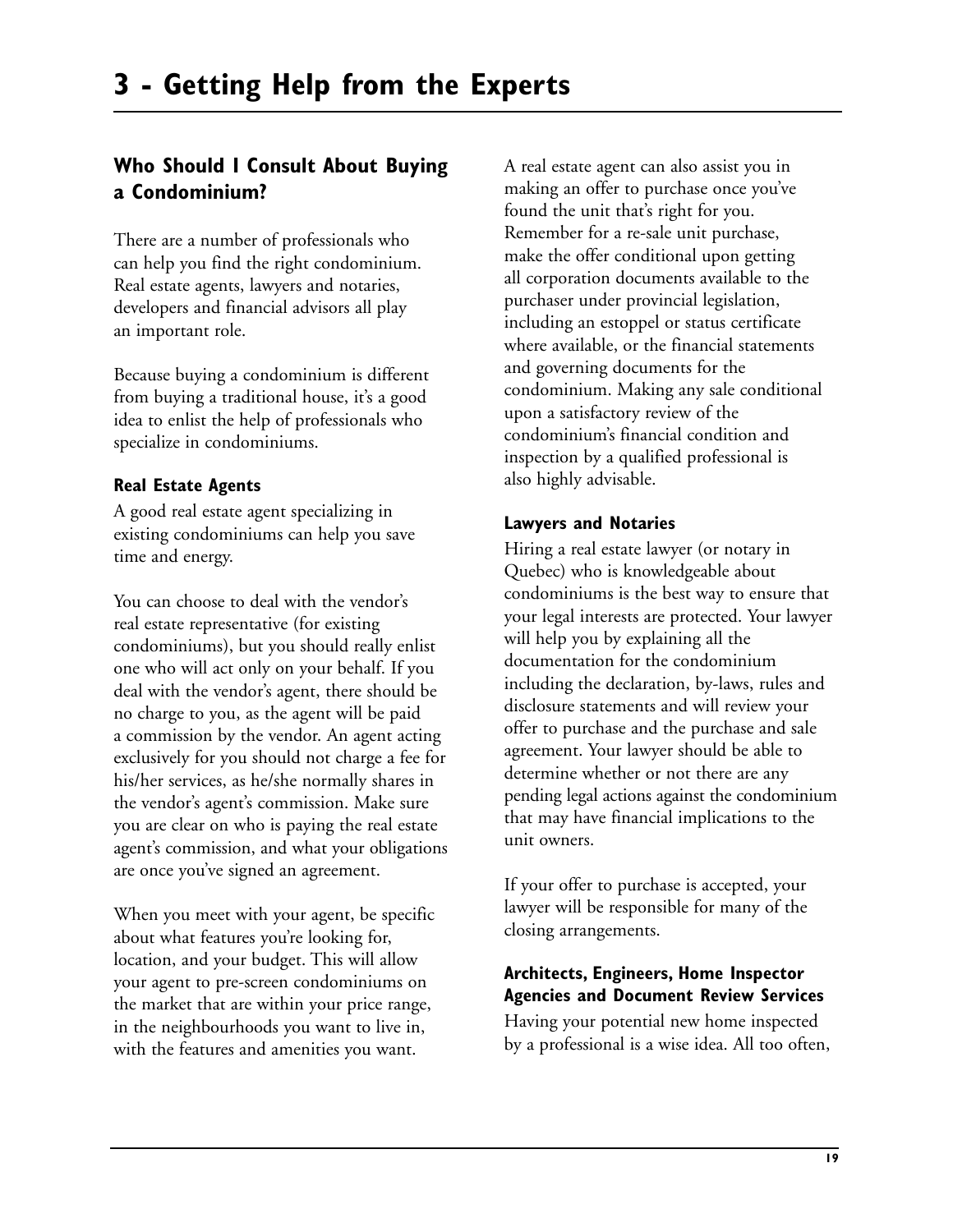# 3 - Getting Help from the Experts

## Who Should I Consult About Buying a Condominium?

There are a number of professionals who can help you find the right condominium. Real estate agents, lawyers and notaries, developers and financial advisors all play an important role.

Because buying a condominium is different from buying a traditional house, it's a good idea to enlist the help of professionals who specialize in condominiums.

### Real Estate Agents

A good real estate agent specializing in existing condominiums can help you save time and energy.

You can choose to deal with the vendor's real estate representative (for existing condominiums), but you should really enlist one who will act only on your behalf. If you deal with the vendor's agent, there should be no charge to you, as the agent will be paid a commission by the vendor. An agent acting exclusively for you should not charge a fee for his/her services, as he/she normally shares in the vendor's agent's commission. Make sure you are clear on who is paying the real estate agent's commission, and what your obligations are once you've signed an agreement.

When you meet with your agent, be specific about what features you're looking for, location, and your budget. This will allow your agent to pre-screen condominiums on the market that are within your price range, in the neighbourhoods you want to live in, with the features and amenities you want.

A real estate agent can also assist you in making an offer to purchase once you've found the unit that's right for you. Remember for a re-sale unit purchase, make the offer conditional upon getting all corporation documents available to the purchaser under provincial legislation, including an estoppel or status certificate where available, or the financial statements and governing documents for the condominium. Making any sale conditional upon a satisfactory review of the condominium's financial condition and inspection by a qualified professional is also highly advisable.

### Lawyers and Notaries

Hiring a real estate lawyer (or notary in Quebec) who is knowledgeable about condominiums is the best way to ensure that your legal interests are protected. Your lawyer will help you by explaining all the documentation for the condominium including the declaration, by-laws, rules and disclosure statements and will review your offer to purchase and the purchase and sale agreement. Your lawyer should be able to determine whether or not there are any pending legal actions against the condominium that may have financial implications to the unit owners.

If your offer to purchase is accepted, your lawyer will be responsible for many of the closing arrangements.

### Architects, Engineers, Home Inspector Agencies and Document Review Services

Having your potential new home inspected by a professional is a wise idea. All too often,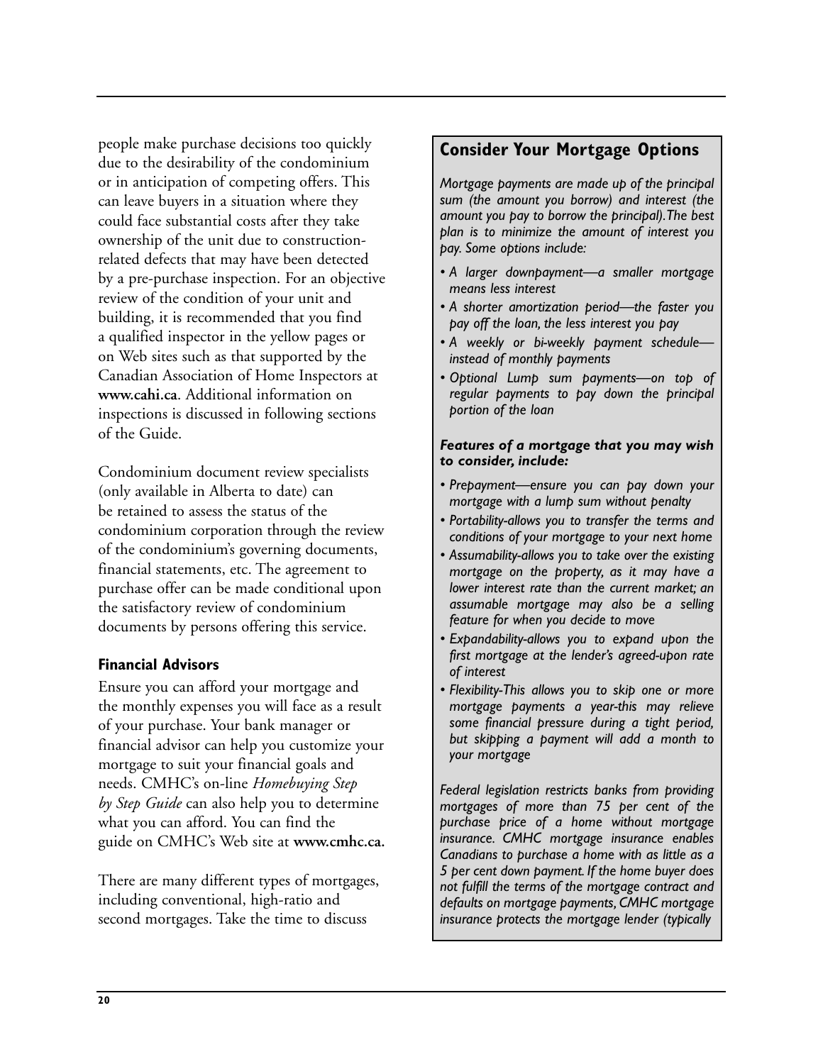people make purchase decisions too quickly due to the desirability of the condominium or in anticipation of competing offers. This can leave buyers in a situation where they could face substantial costs after they take ownership of the unit due to construction-related defects that may have been detected by a pre-purchase inspection. For an objective review of the condition of your unit and building, it is recommended that you find a qualified inspector in the yellow pages or on Web sites such as that supported by the Canadian Association of Home Inspectors at **www.cahi.ca**. Additional information on inspections is discussed in following sections of the Guide.

Condominium document review specialists (only available in Alberta to date) can be retained to assess the status of the condominium corporation through the review of the condominium's governing documents, financial statements, etc. The agreement to purchase offer can be made conditional upon the satisfactory review of condominium documents by persons offering this service.

### Financial Advisors

Ensure you can afford your mortgage and the monthly expenses you will face as a result of your purchase. Your bank manager or financial advisor can help you customize your mortgage to suit your financial goals and needs. CMHC's on-line *Homebuying Step by Step Guide* can also help you to determine what you can afford. You can find the guide on CMHC's Web site at **www.cmhc.ca.**

There are many different types of mortgages, including conventional, high-ratio and second mortgages. Take the time to discuss

## Consider Your Mortgage Options

*Mortgage payments are made up of the principal sum (the amount you borrow) and interest (the amount you pay to borrow the principal). The best plan is to minimize the amount of interest you pay. Some options include:*

- *A larger downpayment—a smaller mortgage means less interest*
- *A shorter amortization period—the faster you pay off the loan, the less interest you pay*
- *A weekly or bi-weekly payment schedule—instead of monthly payments*
- *Optional Lump sum payments—on top of regular payments to pay down the principal portion of the loan*

***Features of a mortgage that you may wish to consider, include:***

- *Prepayment—ensure you can pay down your mortgage with a lump sum without penalty*
- *Portability-allows you to transfer the terms and conditions of your mortgage to your next home*
- *Assumability-allows you to take over the existing mortgage on the property, as it may have a lower interest rate than the current market; an assumable mortgage may also be a selling feature for when you decide to move*
- *Expandability-allows you to expand upon the first mortgage at the lender's agreed-upon rate of interest*
- *Flexibility-This allows you to skip one or more mortgage payments a year-this may relieve some financial pressure during a tight period, but skipping a payment will add a month to your mortgage*

*Federal legislation restricts banks from providing mortgages of more than 75 per cent of the purchase price of a home without mortgage insurance. CMHC mortgage insurance enables Canadians to purchase a home with as little as a 5 per cent down payment. If the home buyer does not fulfill the terms of the mortgage contract and defaults on mortgage payments, CMHC mortgage insurance protects the mortgage lender (typically*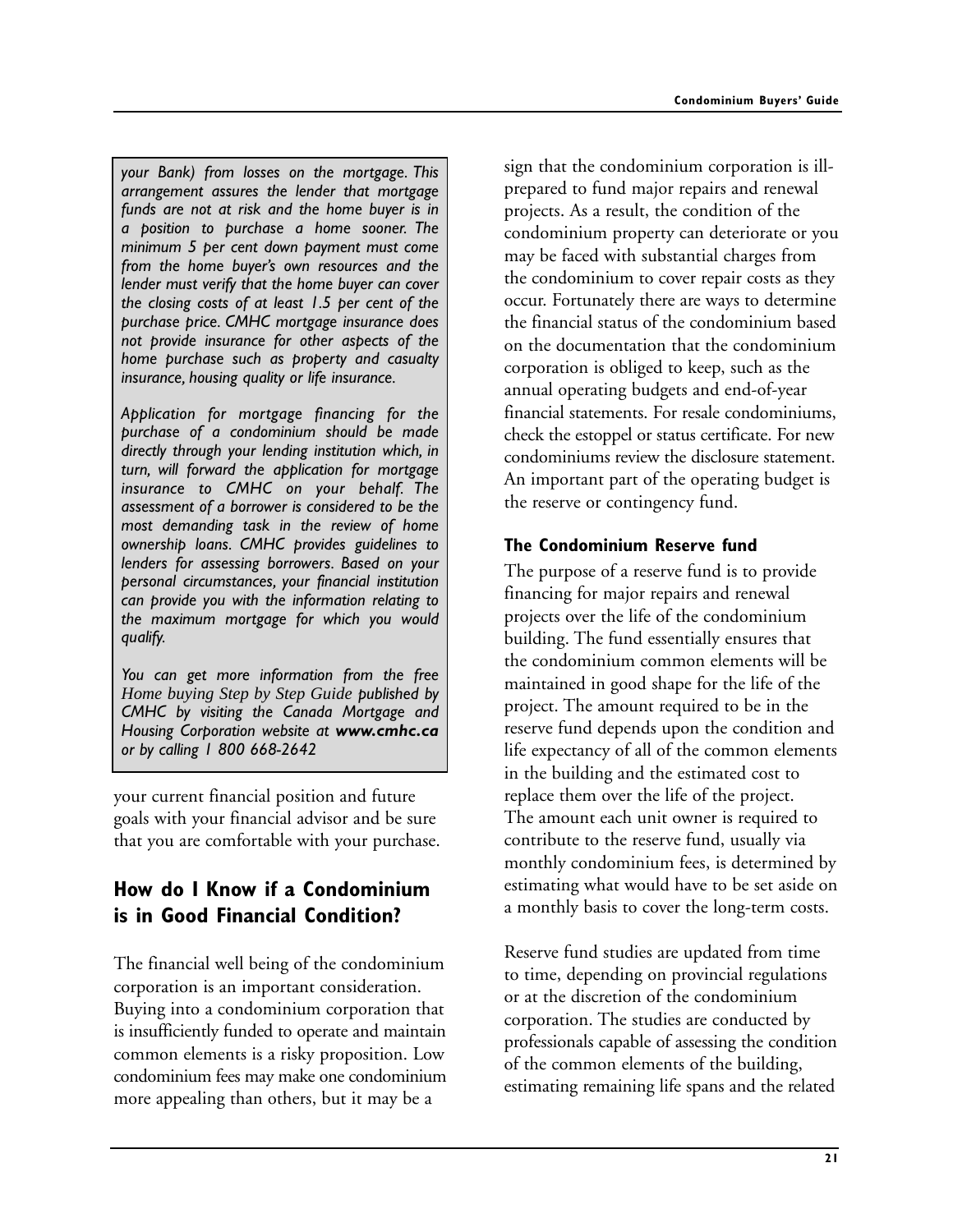*your Bank) from losses on the mortgage. This arrangement assures the lender that mortgage funds are not at risk and the home buyer is in a position to purchase a home sooner. The minimum 5 per cent down payment must come from the home buyer's own resources and the lender must verify that the home buyer can cover the closing costs of at least 1.5 per cent of the purchase price. CMHC mortgage insurance does not provide insurance for other aspects of the home purchase such as property and casualty insurance, housing quality or life insurance.*

*Application for mortgage financing for the purchase of a condominium should be made directly through your lending institution which, in turn, will forward the application for mortgage insurance to CMHC on your behalf. The assessment of a borrower is considered to be the most demanding task in the review of home ownership loans. CMHC provides guidelines to lenders for assessing borrowers. Based on your personal circumstances, your financial institution can provide you with the information relating to the maximum mortgage for which you would qualify.*

*You can get more information from the free Home buying Step by Step Guide published by CMHC by visiting the Canada Mortgage and Housing Corporation website at **www.cmhc.ca** or by calling 1 800 668-2642*

your current financial position and future goals with your financial advisor and be sure that you are comfortable with your purchase.

## How do I Know if a Condominium is in Good Financial Condition?

The financial well being of the condominium corporation is an important consideration. Buying into a condominium corporation that is insufficiently funded to operate and maintain common elements is a risky proposition. Low condominium fees may make one condominium more appealing than others, but it may be a sign that the condominium corporation is ill-prepared to fund major repairs and renewal projects. As a result, the condition of the condominium property can deteriorate or you may be faced with substantial charges from the condominium to cover repair costs as they occur. Fortunately there are ways to determine the financial status of the condominium based on the documentation that the condominium corporation is obliged to keep, such as the annual operating budgets and end-of-year financial statements. For resale condominiums, check the estoppel or status certificate. For new condominiums review the disclosure statement. An important part of the operating budget is the reserve or contingency fund.

### The Condominium Reserve fund

The purpose of a reserve fund is to provide financing for major repairs and renewal projects over the life of the condominium building. The fund essentially ensures that the condominium common elements will be maintained in good shape for the life of the project. The amount required to be in the reserve fund depends upon the condition and life expectancy of all of the common elements in the building and the estimated cost to replace them over the life of the project. The amount each unit owner is required to contribute to the reserve fund, usually via monthly condominium fees, is determined by estimating what would have to be set aside on a monthly basis to cover the long-term costs.

Reserve fund studies are updated from time to time, depending on provincial regulations or at the discretion of the condominium corporation. The studies are conducted by professionals capable of assessing the condition of the common elements of the building, estimating remaining life spans and the related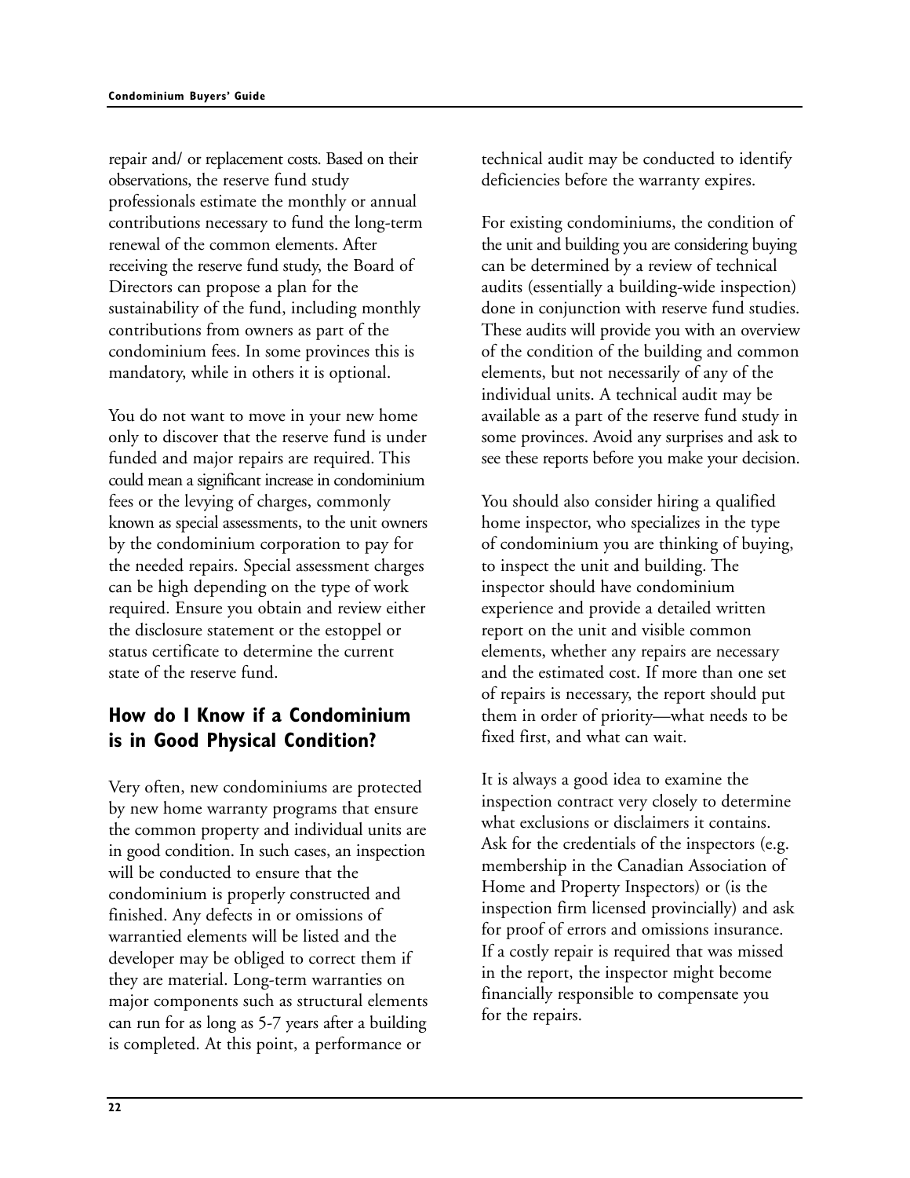repair and/ or replacement costs. Based on their observations, the reserve fund study professionals estimate the monthly or annual contributions necessary to fund the long-term renewal of the common elements. After receiving the reserve fund study, the Board of Directors can propose a plan for the sustainability of the fund, including monthly contributions from owners as part of the condominium fees. In some provinces this is mandatory, while in others it is optional.

You do not want to move in your new home only to discover that the reserve fund is under funded and major repairs are required. This could mean a significant increase in condominium fees or the levying of charges, commonly known as special assessments, to the unit owners by the condominium corporation to pay for the needed repairs. Special assessment charges can be high depending on the type of work required. Ensure you obtain and review either the disclosure statement or the estoppel or status certificate to determine the current state of the reserve fund.

## How do I Know if a Condominium is in Good Physical Condition?

Very often, new condominiums are protected by new home warranty programs that ensure the common property and individual units are in good condition. In such cases, an inspection will be conducted to ensure that the condominium is properly constructed and finished. Any defects in or omissions of warrantied elements will be listed and the developer may be obliged to correct them if they are material. Long-term warranties on major components such as structural elements can run for as long as 5-7 years after a building is completed. At this point, a performance or technical audit may be conducted to identify deficiencies before the warranty expires.

For existing condominiums, the condition of the unit and building you are considering buying can be determined by a review of technical audits (essentially a building-wide inspection) done in conjunction with reserve fund studies. These audits will provide you with an overview of the condition of the building and common elements, but not necessarily of any of the individual units. A technical audit may be available as a part of the reserve fund study in some provinces. Avoid any surprises and ask to see these reports before you make your decision.

You should also consider hiring a qualified home inspector, who specializes in the type of condominium you are thinking of buying, to inspect the unit and building. The inspector should have condominium experience and provide a detailed written report on the unit and visible common elements, whether any repairs are necessary and the estimated cost. If more than one set of repairs is necessary, the report should put them in order of priority—what needs to be fixed first, and what can wait.

It is always a good idea to examine the inspection contract very closely to determine what exclusions or disclaimers it contains. Ask for the credentials of the inspectors (e.g. membership in the Canadian Association of Home and Property Inspectors) or (is the inspection firm licensed provincially) and ask for proof of errors and omissions insurance. If a costly repair is required that was missed in the report, the inspector might become financially responsible to compensate you for the repairs.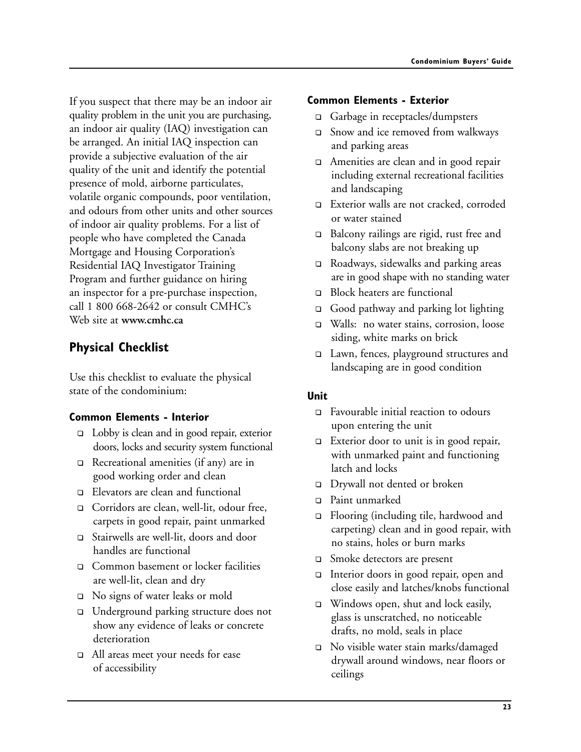If you suspect that there may be an indoor air quality problem in the unit you are purchasing, an indoor air quality (IAQ) investigation can be arranged. An initial IAQ inspection can provide a subjective evaluation of the air quality of the unit and identify the potential presence of mold, airborne particulates, volatile organic compounds, poor ventilation, and odours from other units and other sources of indoor air quality problems. For a list of people who have completed the Canada Mortgage and Housing Corporation's Residential IAQ Investigator Training Program and further guidance on hiring an inspector for a pre-purchase inspection, call 1 800 668-2642 or consult CMHC's Web site at **www.cmhc.ca**

## Physical Checklist

Use this checklist to evaluate the physical state of the condominium:

### Common Elements - Interior

- Lobby is clean and in good repair, exterior doors, locks and security system functional
- Recreational amenities (if any) are in good working order and clean
- Elevators are clean and functional
- Corridors are clean, well-lit, odour free, carpets in good repair, paint unmarked
- Stairwells are well-lit, doors and door handles are functional
- Common basement or locker facilities are well-lit, clean and dry
- No signs of water leaks or mold
- Underground parking structure does not show any evidence of leaks or concrete deterioration
- All areas meet your needs for ease of accessibility

### Common Elements - Exterior

- Garbage in receptacles/dumpsters
- Snow and ice removed from walkways and parking areas
- Amenities are clean and in good repair including external recreational facilities and landscaping
- Exterior walls are not cracked, corroded or water stained
- Balcony railings are rigid, rust free and balcony slabs are not breaking up
- Roadways, sidewalks and parking areas are in good shape with no standing water
- Block heaters are functional
- Good pathway and parking lot lighting
- Walls: no water stains, corrosion, loose siding, white marks on brick
- Lawn, fences, playground structures and landscaping are in good condition

### Unit

- Favourable initial reaction to odours upon entering the unit
- Exterior door to unit is in good repair, with unmarked paint and functioning latch and locks
- Drywall not dented or broken
- Paint unmarked
- Flooring (including tile, hardwood and carpeting) clean and in good repair, with no stains, holes or burn marks
- Smoke detectors are present
- Interior doors in good repair, open and close easily and latches/knobs functional
- Windows open, shut and lock easily, glass is unscratched, no noticeable drafts, no mold, seals in place
- No visible water stain marks/damaged drywall around windows, near floors or ceilings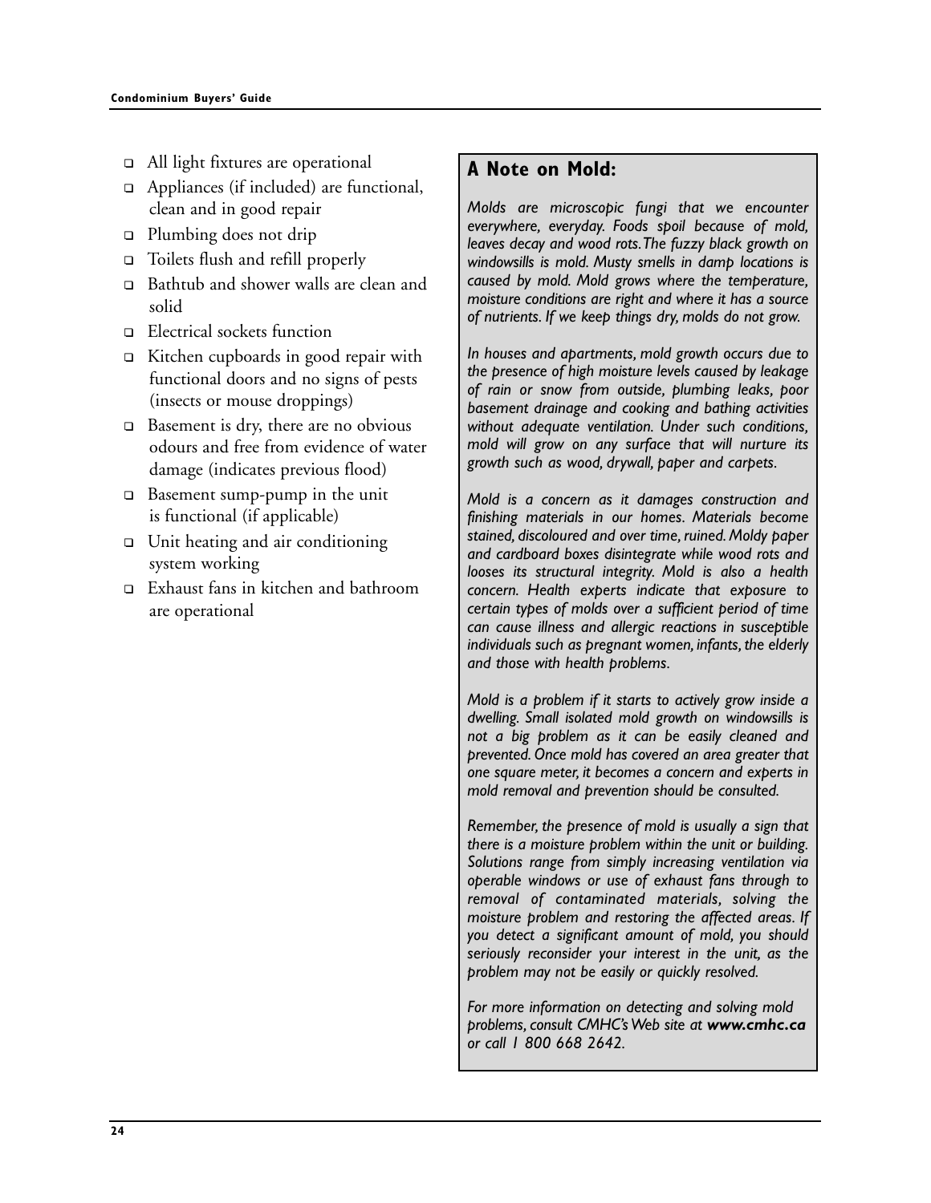- ❑ All light fixtures are operational
- ❑ Appliances (if included) are functional, clean and in good repair
- ❑ Plumbing does not drip
- ❑ Toilets flush and refill properly
- ❑ Bathtub and shower walls are clean and solid
- ❑ Electrical sockets function
- ❑ Kitchen cupboards in good repair with functional doors and no signs of pests (insects or mouse droppings)
- ❑ Basement is dry, there are no obvious odours and free from evidence of water damage (indicates previous flood)
- ❑ Basement sump-pump in the unit is functional (if applicable)
- ❑ Unit heating and air conditioning system working
- ❑ Exhaust fans in kitchen and bathroom are operational

## A Note on Mold:

*Molds are microscopic fungi that we encounter everywhere, everyday. Foods spoil because of mold, leaves decay and wood rots. The fuzzy black growth on windowsills is mold. Musty smells in damp locations is caused by mold. Mold grows where the temperature, moisture conditions are right and where it has a source of nutrients. If we keep things dry, molds do not grow.*

*In houses and apartments, mold growth occurs due to the presence of high moisture levels caused by leakage of rain or snow from outside, plumbing leaks, poor basement drainage and cooking and bathing activities without adequate ventilation. Under such conditions, mold will grow on any surface that will nurture its growth such as wood, drywall, paper and carpets.*

*Mold is a concern as it damages construction and finishing materials in our homes. Materials become stained, discoloured and over time, ruined. Moldy paper and cardboard boxes disintegrate while wood rots and looses its structural integrity. Mold is also a health concern. Health experts indicate that exposure to certain types of molds over a sufficient period of time can cause illness and allergic reactions in susceptible individuals such as pregnant women, infants, the elderly and those with health problems.*

*Mold is a problem if it starts to actively grow inside a dwelling. Small isolated mold growth on windowsills is not a big problem as it can be easily cleaned and prevented. Once mold has covered an area greater that one square meter, it becomes a concern and experts in mold removal and prevention should be consulted.*

*Remember, the presence of mold is usually a sign that there is a moisture problem within the unit or building. Solutions range from simply increasing ventilation via operable windows or use of exhaust fans through to removal of contaminated materials, solving the moisture problem and restoring the affected areas. If you detect a significant amount of mold, you should seriously reconsider your interest in the unit, as the problem may not be easily or quickly resolved.*

*For more information on detecting and solving mold problems, consult CMHC's Web site at* ***www.cmhc.ca*** *or call 1 800 668 2642.*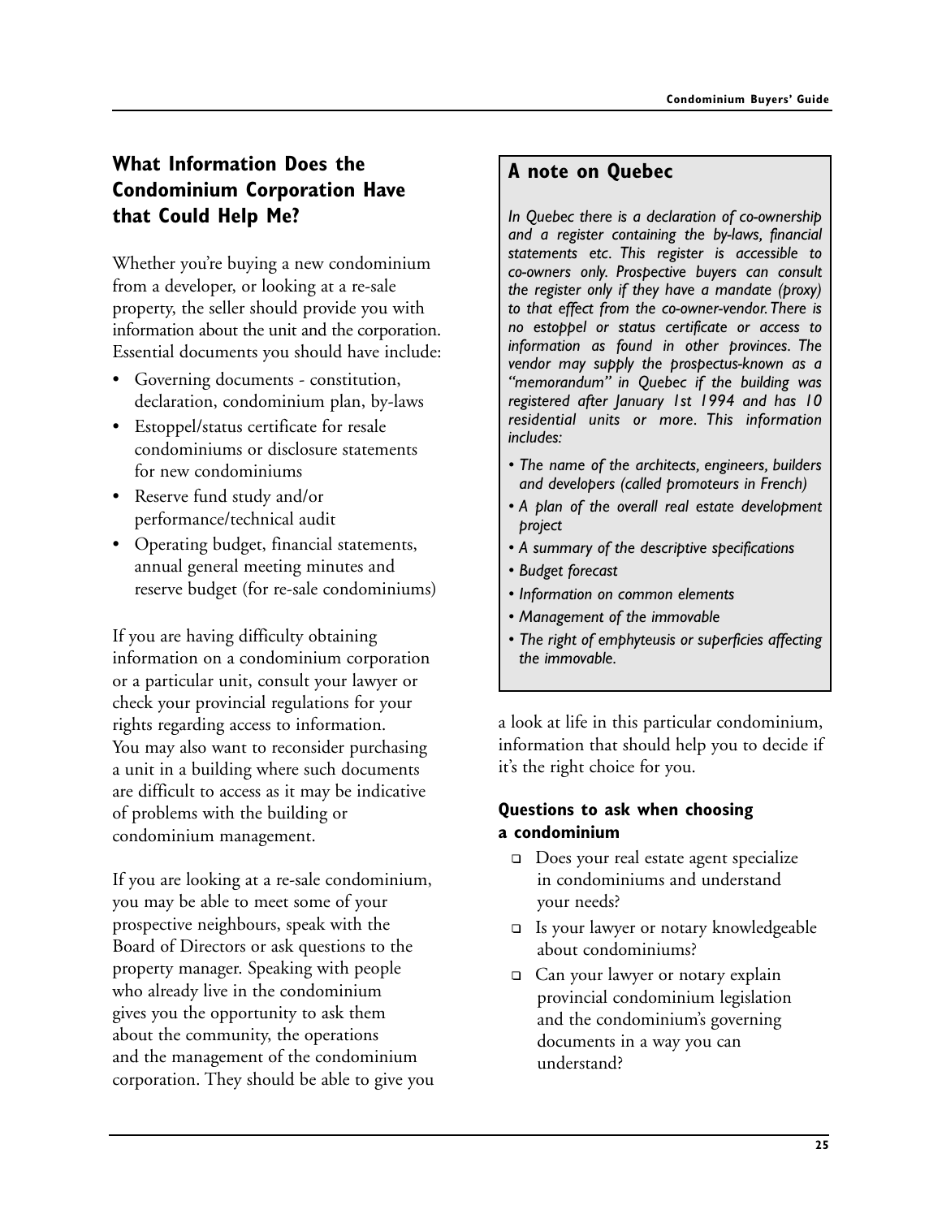## What Information Does the Condominium Corporation Have that Could Help Me?

Whether you're buying a new condominium from a developer, or looking at a re-sale property, the seller should provide you with information about the unit and the corporation. Essential documents you should have include:

- Governing documents - constitution, declaration, condominium plan, by-laws
- Estoppel/status certificate for resale condominiums or disclosure statements for new condominiums
- Reserve fund study and/or performance/technical audit
- Operating budget, financial statements, annual general meeting minutes and reserve budget (for re-sale condominiums)

If you are having difficulty obtaining information on a condominium corporation or a particular unit, consult your lawyer or check your provincial regulations for your rights regarding access to information. You may also want to reconsider purchasing a unit in a building where such documents are difficult to access as it may be indicative of problems with the building or condominium management.

If you are looking at a re-sale condominium, you may be able to meet some of your prospective neighbours, speak with the Board of Directors or ask questions to the property manager. Speaking with people who already live in the condominium gives you the opportunity to ask them about the community, the operations and the management of the condominium corporation. They should be able to give you a look at life in this particular condominium, information that should help you to decide if it's the right choice for you.

### A note on Quebec

*In Quebec there is a declaration of co-ownership and a register containing the by-laws, financial statements etc. This register is accessible to co-owners only. Prospective buyers can consult the register only if they have a mandate (proxy) to that effect from the co-owner-vendor. There is no estoppel or status certificate or access to information as found in other provinces. The vendor may supply the prospectus-known as a "memorandum" in Quebec if the building was registered after January 1st 1994 and has 10 residential units or more. This information includes:*

- *The name of the architects, engineers, builders and developers (called promoteurs in French)*
- *A plan of the overall real estate development project*
- *A summary of the descriptive specifications*
- *Budget forecast*
- *Information on common elements*
- *Management of the immovable*
- *The right of emphyteusis or superficies affecting the immovable.*

### Questions to ask when choosing a condominium

- ❑ Does your real estate agent specialize in condominiums and understand your needs?
- ❑ Is your lawyer or notary knowledgeable about condominiums?
- ❑ Can your lawyer or notary explain provincial condominium legislation and the condominium's governing documents in a way you can understand?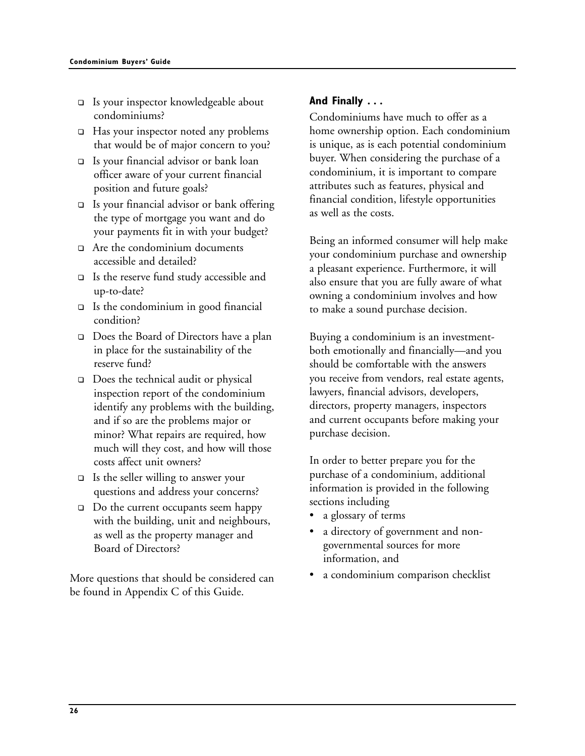- ❑ Is your inspector knowledgeable about condominiums?
- ❑ Has your inspector noted any problems that would be of major concern to you?
- ❑ Is your financial advisor or bank loan officer aware of your current financial position and future goals?
- ❑ Is your financial advisor or bank offering the type of mortgage you want and do your payments fit in with your budget?
- ❑ Are the condominium documents accessible and detailed?
- ❑ Is the reserve fund study accessible and up-to-date?
- ❑ Is the condominium in good financial condition?
- ❑ Does the Board of Directors have a plan in place for the sustainability of the reserve fund?
- ❑ Does the technical audit or physical inspection report of the condominium identify any problems with the building, and if so are the problems major or minor? What repairs are required, how much will they cost, and how will those costs affect unit owners?
- ❑ Is the seller willing to answer your questions and address your concerns?
- ❑ Do the current occupants seem happy with the building, unit and neighbours, as well as the property manager and Board of Directors?

More questions that should be considered can be found in Appendix C of this Guide.

## And Finally . . .

Condominiums have much to offer as a home ownership option. Each condominium is unique, as is each potential condominium buyer. When considering the purchase of a condominium, it is important to compare attributes such as features, physical and financial condition, lifestyle opportunities as well as the costs.

Being an informed consumer will help make your condominium purchase and ownership a pleasant experience. Furthermore, it will also ensure that you are fully aware of what owning a condominium involves and how to make a sound purchase decision.

Buying a condominium is an investment-both emotionally and financially—and you should be comfortable with the answers you receive from vendors, real estate agents, lawyers, financial advisors, developers, directors, property managers, inspectors and current occupants before making your purchase decision.

In order to better prepare you for the purchase of a condominium, additional information is provided in the following sections including

- a glossary of terms
- a directory of government and non-governmental sources for more information, and
- a condominium comparison checklist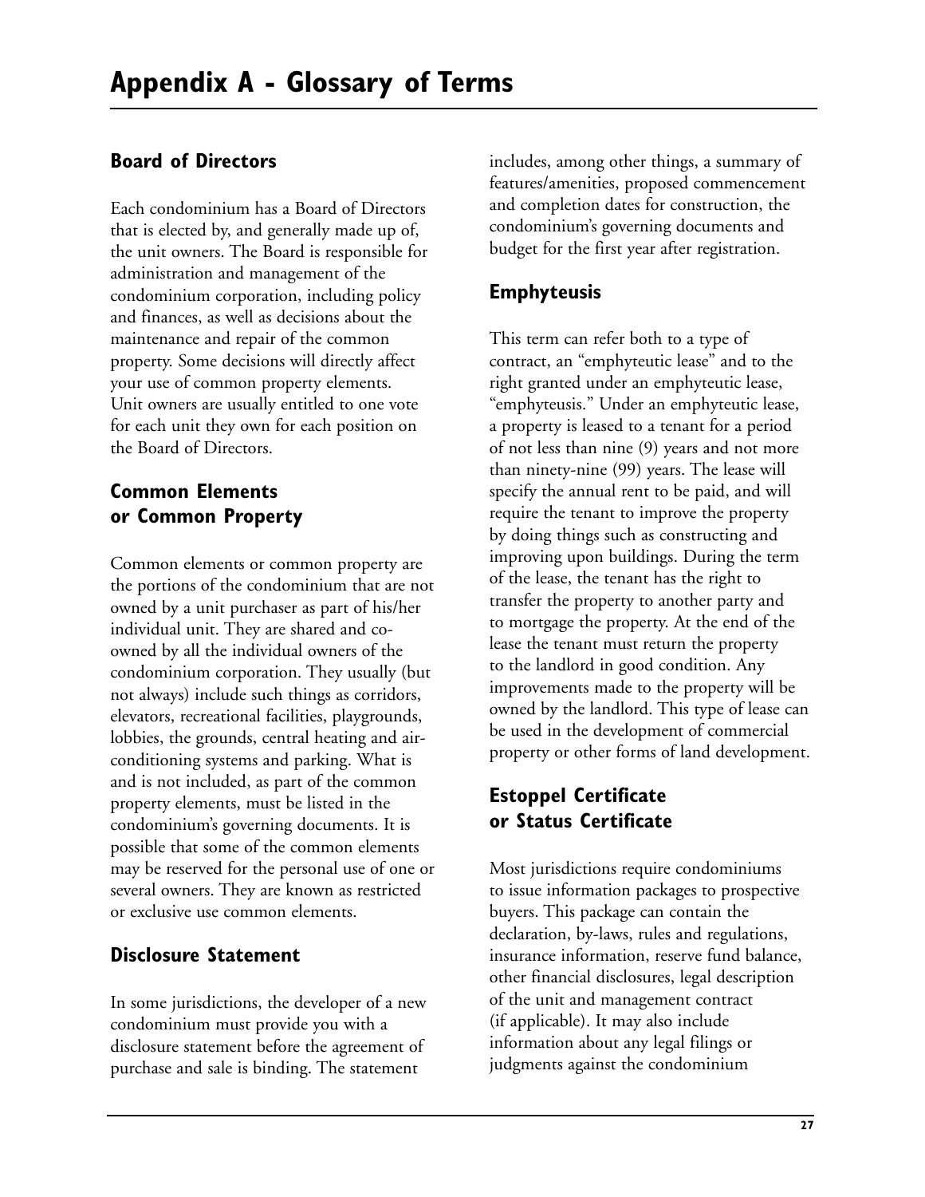# Appendix A - Glossary of Terms

## Board of Directors

Each condominium has a Board of Directors that is elected by, and generally made up of, the unit owners. The Board is responsible for administration and management of the condominium corporation, including policy and finances, as well as decisions about the maintenance and repair of the common property. Some decisions will directly affect your use of common property elements. Unit owners are usually entitled to one vote for each unit they own for each position on the Board of Directors.

## Common Elements or Common Property

Common elements or common property are the portions of the condominium that are not owned by a unit purchaser as part of his/her individual unit. They are shared and co-owned by all the individual owners of the condominium corporation. They usually (but not always) include such things as corridors, elevators, recreational facilities, playgrounds, lobbies, the grounds, central heating and air-conditioning systems and parking. What is and is not included, as part of the common property elements, must be listed in the condominium's governing documents. It is possible that some of the common elements may be reserved for the personal use of one or several owners. They are known as restricted or exclusive use common elements.

## Disclosure Statement

In some jurisdictions, the developer of a new condominium must provide you with a disclosure statement before the agreement of purchase and sale is binding. The statement includes, among other things, a summary of features/amenities, proposed commencement and completion dates for construction, the condominium's governing documents and budget for the first year after registration.

## Emphyteusis

This term can refer both to a type of contract, an "emphyteutic lease" and to the right granted under an emphyteutic lease, "emphyteusis." Under an emphyteutic lease, a property is leased to a tenant for a period of not less than nine (9) years and not more than ninety-nine (99) years. The lease will specify the annual rent to be paid, and will require the tenant to improve the property by doing things such as constructing and improving upon buildings. During the term of the lease, the tenant has the right to transfer the property to another party and to mortgage the property. At the end of the lease the tenant must return the property to the landlord in good condition. Any improvements made to the property will be owned by the landlord. This type of lease can be used in the development of commercial property or other forms of land development.

## Estoppel Certificate or Status Certificate

Most jurisdictions require condominiums to issue information packages to prospective buyers. This package can contain the declaration, by-laws, rules and regulations, insurance information, reserve fund balance, other financial disclosures, legal description of the unit and management contract (if applicable). It may also include information about any legal filings or judgments against the condominium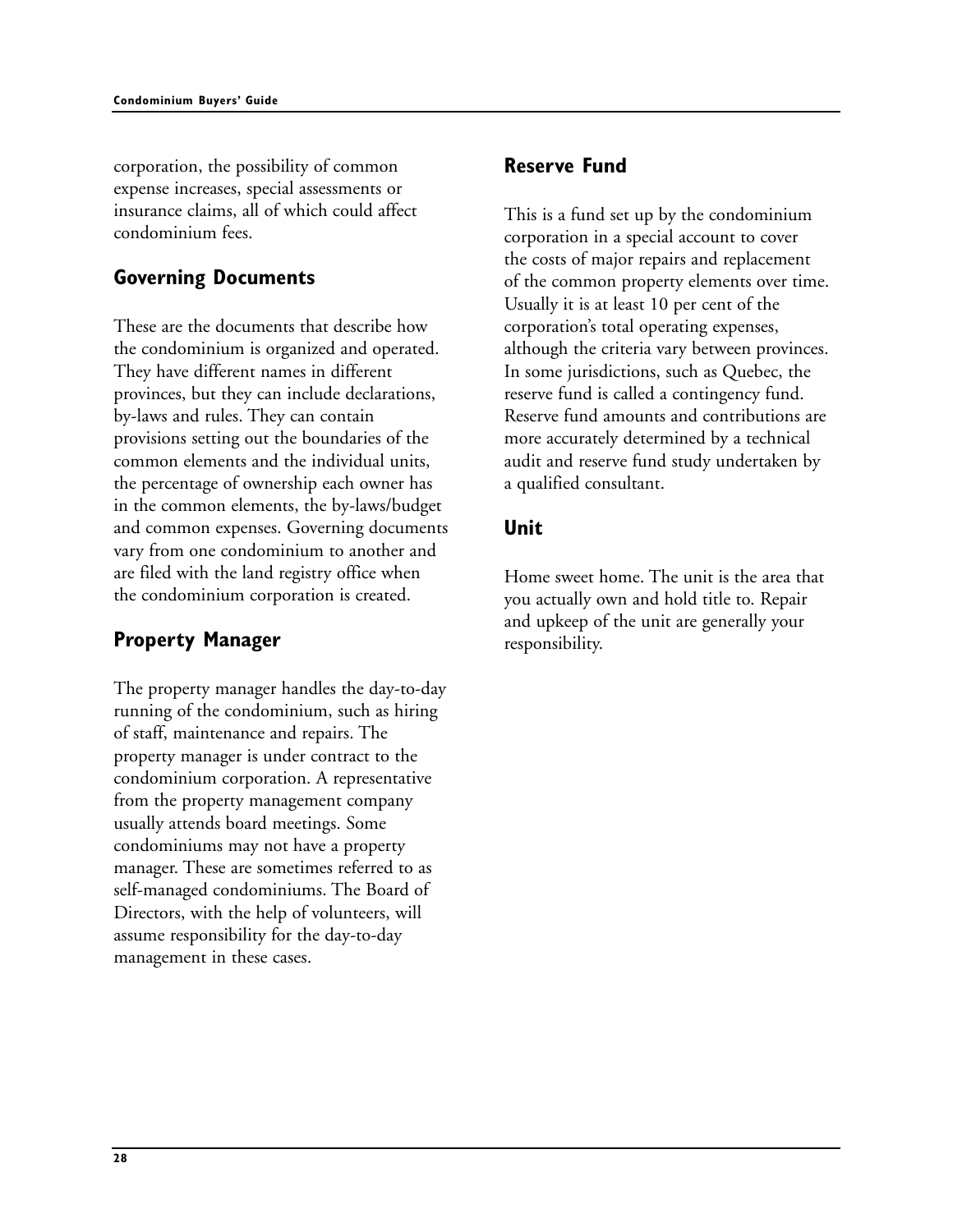corporation, the possibility of common expense increases, special assessments or insurance claims, all of which could affect condominium fees.

## Governing Documents

These are the documents that describe how the condominium is organized and operated. They have different names in different provinces, but they can include declarations, by-laws and rules. They can contain provisions setting out the boundaries of the common elements and the individual units, the percentage of ownership each owner has in the common elements, the by-laws/budget and common expenses. Governing documents vary from one condominium to another and are filed with the land registry office when the condominium corporation is created.

## Property Manager

The property manager handles the day-to-day running of the condominium, such as hiring of staff, maintenance and repairs. The property manager is under contract to the condominium corporation. A representative from the property management company usually attends board meetings. Some condominiums may not have a property manager. These are sometimes referred to as self-managed condominiums. The Board of Directors, with the help of volunteers, will assume responsibility for the day-to-day management in these cases.

## Reserve Fund

This is a fund set up by the condominium corporation in a special account to cover the costs of major repairs and replacement of the common property elements over time. Usually it is at least 10 per cent of the corporation's total operating expenses, although the criteria vary between provinces. In some jurisdictions, such as Quebec, the reserve fund is called a contingency fund. Reserve fund amounts and contributions are more accurately determined by a technical audit and reserve fund study undertaken by a qualified consultant.

## Unit

Home sweet home. The unit is the area that you actually own and hold title to. Repair and upkeep of the unit are generally your responsibility.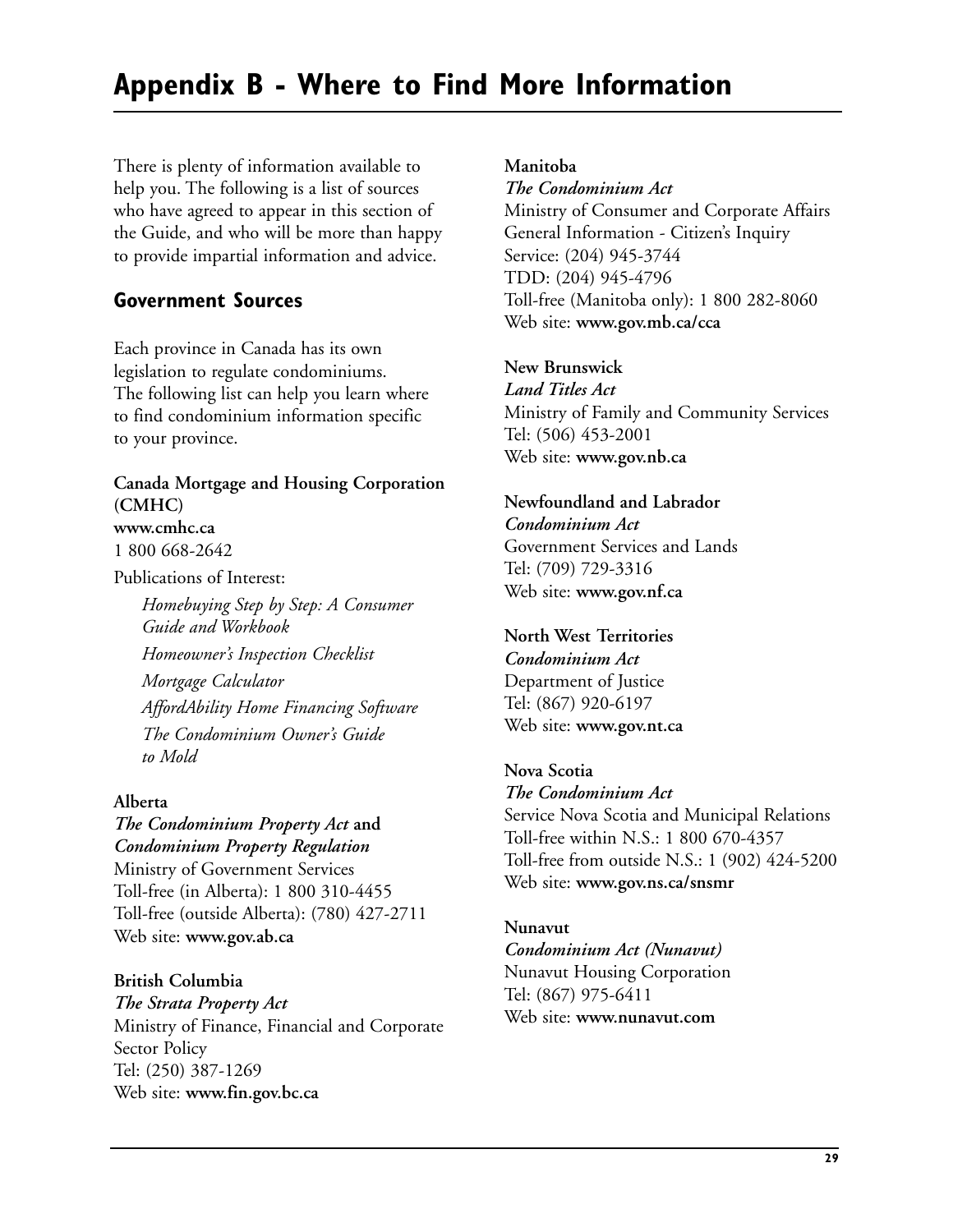# Appendix B - Where to Find More Information

There is plenty of information available to help you. The following is a list of sources who have agreed to appear in this section of the Guide, and who will be more than happy to provide impartial information and advice.

## Government Sources

Each province in Canada has its own legislation to regulate condominiums. The following list can help you learn where to find condominium information specific to your province.

**Canada Mortgage and Housing Corporation (CMHC)**
**www.cmhc.ca**
1 800 668-2642

Publications of Interest:

*Homebuying Step by Step: A Consumer Guide and Workbook*

*Homeowner's Inspection Checklist*

*Mortgage Calculator*

*AffordAbility Home Financing Software*

*The Condominium Owner's Guide to Mold*

**Alberta**
***The Condominium Property Act* and *Condominium Property Regulation***
Ministry of Government Services
Toll-free (in Alberta): 1 800 310-4455
Toll-free (outside Alberta): (780) 427-2711
Web site: **www.gov.ab.ca**

**British Columbia**
***The Strata Property Act***
Ministry of Finance, Financial and Corporate Sector Policy
Tel: (250) 387-1269
Web site: **www.fin.gov.bc.ca**

**Manitoba**
***The Condominium Act***
Ministry of Consumer and Corporate Affairs
General Information - Citizen's Inquiry Service: (204) 945-3744
TDD: (204) 945-4796
Toll-free (Manitoba only): 1 800 282-8060
Web site: **www.gov.mb.ca/cca**

**New Brunswick**
***Land Titles Act***
Ministry of Family and Community Services
Tel: (506) 453-2001
Web site: **www.gov.nb.ca**

**Newfoundland and Labrador**
***Condominium Act***
Government Services and Lands
Tel: (709) 729-3316
Web site: **www.gov.nf.ca**

**North West Territories**
***Condominium Act***
Department of Justice
Tel: (867) 920-6197
Web site: **www.gov.nt.ca**

**Nova Scotia**
***The Condominium Act***
Service Nova Scotia and Municipal Relations
Toll-free within N.S.: 1 800 670-4357
Toll-free from outside N.S.: 1 (902) 424-5200
Web site: **www.gov.ns.ca/snsmr**

**Nunavut**
***Condominium Act (Nunavut)***
Nunavut Housing Corporation
Tel: (867) 975-6411
Web site: **www.nunavut.com**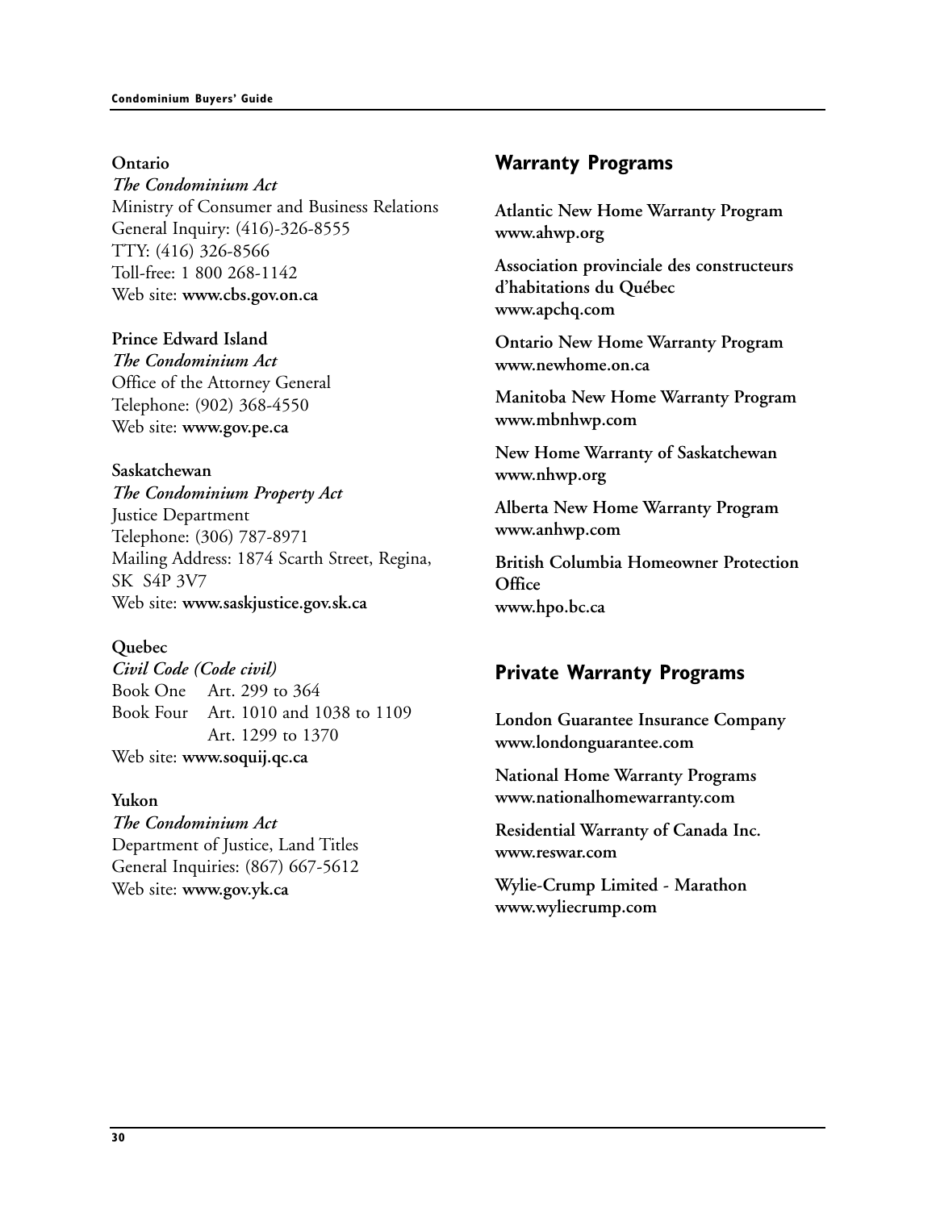**Ontario**
*The Condominium Act*
Ministry of Consumer and Business Relations
General Inquiry: (416)-326-8555
TTY: (416) 326-8566
Toll-free: 1 800 268-1142
Web site: **www.cbs.gov.on.ca**

**Prince Edward Island**
*The Condominium Act*
Office of the Attorney General
Telephone: (902) 368-4550
Web site: **www.gov.pe.ca**

**Saskatchewan**
*The Condominium Property Act*
Justice Department
Telephone: (306) 787-8971
Mailing Address: 1874 Scarth Street, Regina, SK S4P 3V7
Web site: **www.saskjustice.gov.sk.ca**

**Quebec**
*Civil Code (Code civil)*
Book One Art. 299 to 364
Book Four Art. 1010 and 1038 to 1109
Art. 1299 to 1370
Web site: **www.soquij.qc.ca**

**Yukon**
*The Condominium Act*
Department of Justice, Land Titles
General Inquiries: (867) 667-5612
Web site: **www.gov.yk.ca**

## Warranty Programs

**Atlantic New Home Warranty Program**
**www.ahwp.org**

**Association provinciale des constructeurs d'habitations du Québec**
**www.apchq.com**

**Ontario New Home Warranty Program**
**www.newhome.on.ca**

**Manitoba New Home Warranty Program**
**www.mbnhwp.com**

**New Home Warranty of Saskatchewan**
**www.nhwp.org**

**Alberta New Home Warranty Program**
**www.anhwp.com**

**British Columbia Homeowner Protection Office**
**www.hpo.bc.ca**

## Private Warranty Programs

**London Guarantee Insurance Company**
**www.londonguarantee.com**

**National Home Warranty Programs**
**www.nationalhomewarranty.com**

**Residential Warranty of Canada Inc.**
**www.reswar.com**

**Wylie-Crump Limited - Marathon**
**www.wyliecrump.com**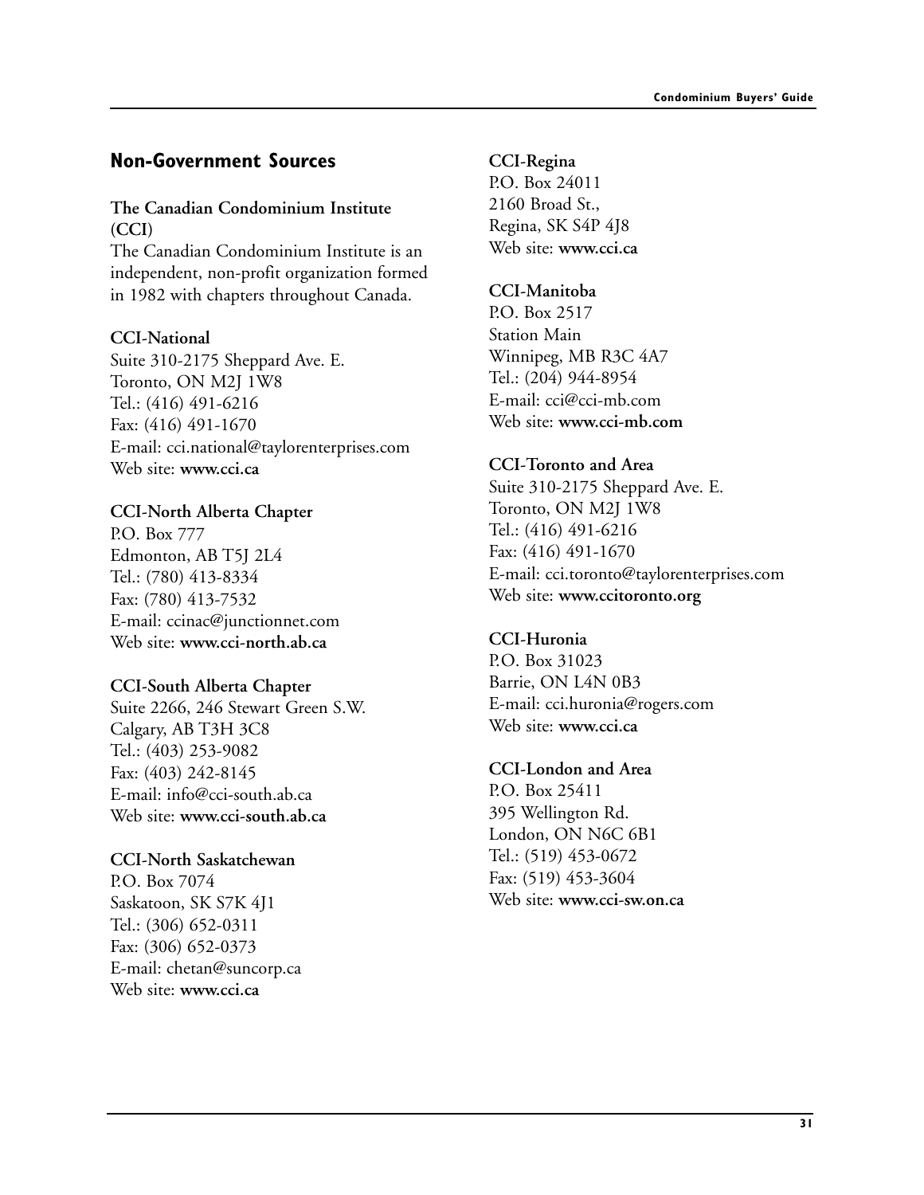## Non-Government Sources

**The Canadian Condominium Institute (CCI)**

The Canadian Condominium Institute is an independent, non-profit organization formed in 1982 with chapters throughout Canada.

**CCI-National**
Suite 310-2175 Sheppard Ave. E.
Toronto, ON M2J 1W8
Tel.: (416) 491-6216
Fax: (416) 491-1670
E-mail: cci.national@taylorenterprises.com
Web site: **www.cci.ca**

**CCI-North Alberta Chapter**
P.O. Box 777
Edmonton, AB T5J 2L4
Tel.: (780) 413-8334
Fax: (780) 413-7532
E-mail: ccinac@junctionnet.com
Web site: **www.cci-north.ab.ca**

**CCI-South Alberta Chapter**
Suite 2266, 246 Stewart Green S.W.
Calgary, AB T3H 3C8
Tel.: (403) 253-9082
Fax: (403) 242-8145
E-mail: info@cci-south.ab.ca
Web site: **www.cci-south.ab.ca**

**CCI-North Saskatchewan**
P.O. Box 7074
Saskatoon, SK S7K 4J1
Tel.: (306) 652-0311
Fax: (306) 652-0373
E-mail: chetan@suncorp.ca
Web site: **www.cci.ca**

**CCI-Regina**
P.O. Box 24011
2160 Broad St.,
Regina, SK S4P 4J8
Web site: **www.cci.ca**

**CCI-Manitoba**
P.O. Box 2517
Station Main
Winnipeg, MB R3C 4A7
Tel.: (204) 944-8954
E-mail: cci@cci-mb.com
Web site: **www.cci-mb.com**

**CCI-Toronto and Area**
Suite 310-2175 Sheppard Ave. E.
Toronto, ON M2J 1W8
Tel.: (416) 491-6216
Fax: (416) 491-1670
E-mail: cci.toronto@taylorenterprises.com
Web site: **www.ccitoronto.org**

**CCI-Huronia**
P.O. Box 31023
Barrie, ON L4N 0B3
E-mail: cci.huronia@rogers.com
Web site: **www.cci.ca**

**CCI-London and Area**
P.O. Box 25411
395 Wellington Rd.
London, ON N6C 6B1
Tel.: (519) 453-0672
Fax: (519) 453-3604
Web site: **www.cci-sw.on.ca**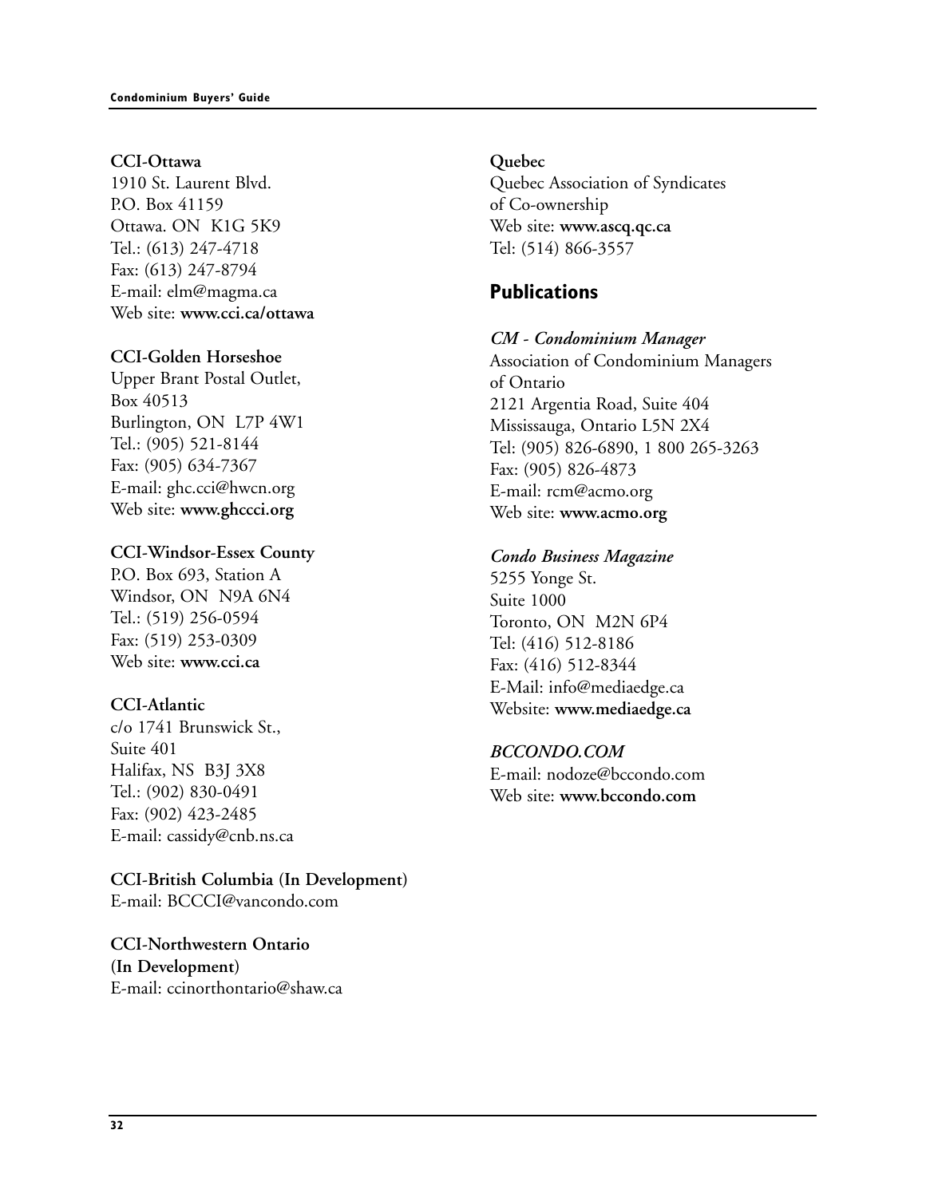**CCI-Ottawa**
1910 St. Laurent Blvd.
P.O. Box 41159
Ottawa. ON  K1G 5K9
Tel.: (613) 247-4718
Fax: (613) 247-8794
E-mail: elm@magma.ca
Web site: **www.cci.ca/ottawa**

**CCI-Golden Horseshoe**
Upper Brant Postal Outlet,
Box 40513
Burlington, ON  L7P 4W1
Tel.: (905) 521-8144
Fax: (905) 634-7367
E-mail: ghc.cci@hwcn.org
Web site: **www.ghccci.org**

**CCI-Windsor-Essex County**
P.O. Box 693, Station A
Windsor, ON  N9A 6N4
Tel.: (519) 256-0594
Fax: (519) 253-0309
Web site: **www.cci.ca**

**CCI-Atlantic**
c/o 1741 Brunswick St.,
Suite 401
Halifax, NS  B3J 3X8
Tel.: (902) 830-0491
Fax: (902) 423-2485
E-mail: cassidy@cnb.ns.ca

**CCI-British Columbia (In Development)**
E-mail: BCCCI@vancondo.com

**CCI-Northwestern Ontario (In Development)**
E-mail: ccinorthontario@shaw.ca

**Quebec**
Quebec Association of Syndicates of Co-ownership
Web site: **www.ascq.qc.ca**
Tel: (514) 866-3557

## Publications

***CM - Condominium Manager***
Association of Condominium Managers of Ontario
2121 Argentia Road, Suite 404
Mississauga, Ontario L5N 2X4
Tel: (905) 826-6890, 1 800 265-3263
Fax: (905) 826-4873
E-mail: rcm@acmo.org
Web site: **www.acmo.org**

***Condo Business Magazine***
5255 Yonge St.
Suite 1000
Toronto, ON  M2N 6P4
Tel: (416) 512-8186
Fax: (416) 512-8344
E-Mail: info@mediaedge.ca
Website: **www.mediaedge.ca**

***BCCONDO.COM***
E-mail: nodoze@bccondo.com
Web site: **www.bccondo.com**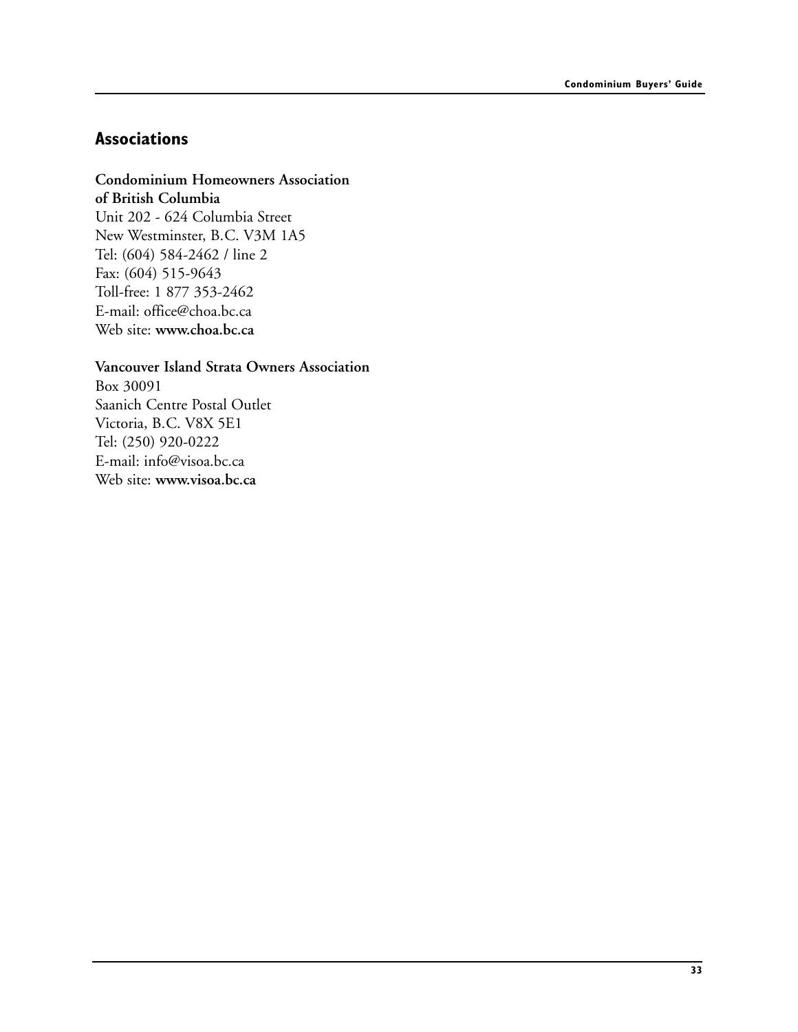## Associations

**Condominium Homeowners Association of British Columbia**
Unit 202 - 624 Columbia Street
New Westminster, B.C. V3M 1A5
Tel: (604) 584-2462 / line 2
Fax: (604) 515-9643
Toll-free: 1 877 353-2462
E-mail: office@choa.bc.ca
Web site: **www.choa.bc.ca**

**Vancouver Island Strata Owners Association**
Box 30091
Saanich Centre Postal Outlet
Victoria, B.C. V8X 5E1
Tel: (250) 920-0222
E-mail: info@visoa.bc.ca
Web site: **www.visoa.bc.ca**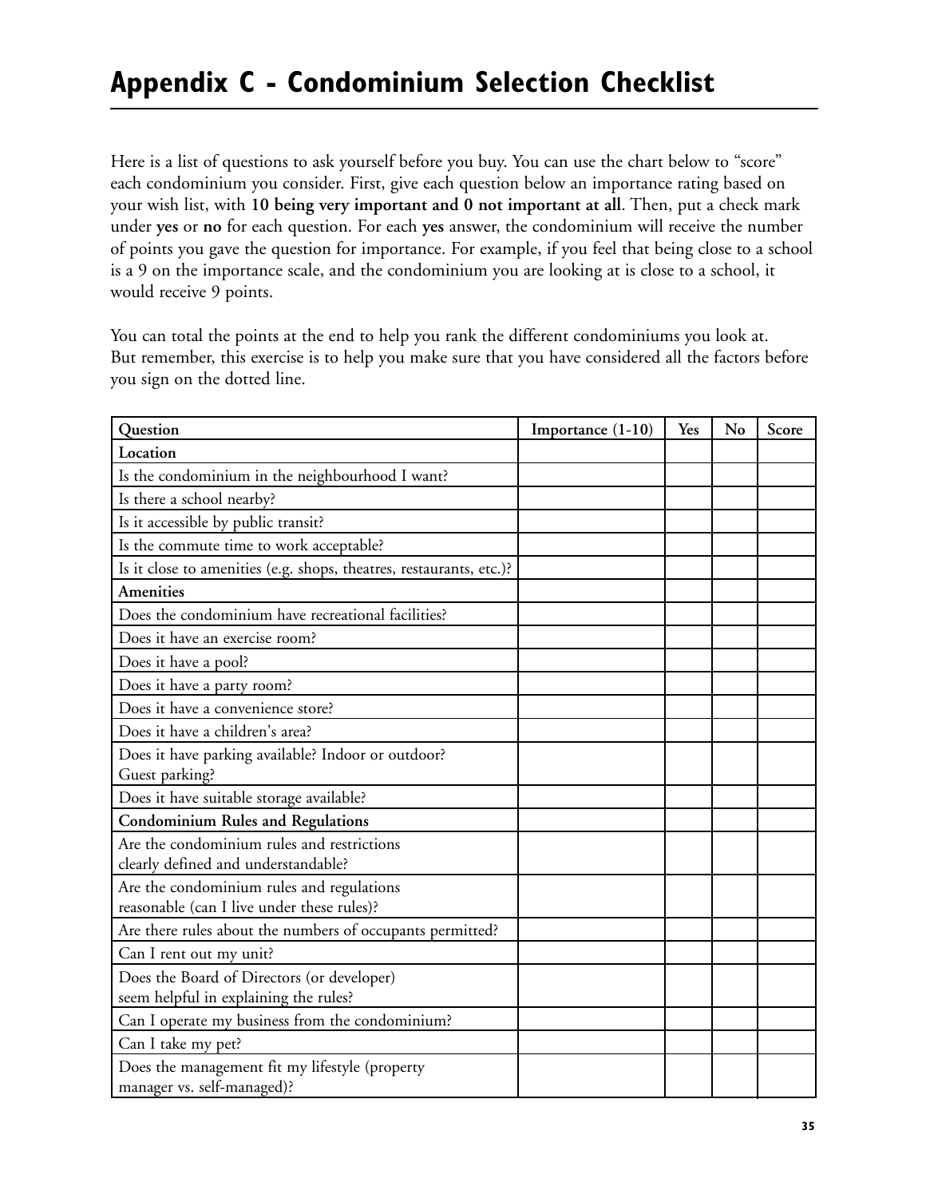# Appendix C - Condominium Selection Checklist

Here is a list of questions to ask yourself before you buy. You can use the chart below to "score" each condominium you consider. First, give each question below an importance rating based on your wish list, with **10 being very important and 0 not important at all**. Then, put a check mark under **yes** or **no** for each question. For each **yes** answer, the condominium will receive the number of points you gave the question for importance. For example, if you feel that being close to a school is a 9 on the importance scale, and the condominium you are looking at is close to a school, it would receive 9 points.

You can total the points at the end to help you rank the different condominiums you look at. But remember, this exercise is to help you make sure that you have considered all the factors before you sign on the dotted line.

| Question | Importance (1-10) | Yes | No | Score |
|---|---|---|---|---|
| **Location** | | | | |
| Is the condominium in the neighbourhood I want? | | | | |
| Is there a school nearby? | | | | |
| Is it accessible by public transit? | | | | |
| Is the commute time to work acceptable? | | | | |
| Is it close to amenities (e.g. shops, theatres, restaurants, etc.)? | | | | |
| **Amenities** | | | | |
| Does the condominium have recreational facilities? | | | | |
| Does it have an exercise room? | | | | |
| Does it have a pool? | | | | |
| Does it have a party room? | | | | |
| Does it have a convenience store? | | | | |
| Does it have a children's area? | | | | |
| Does it have parking available? Indoor or outdoor? Guest parking? | | | | |
| Does it have suitable storage available? | | | | |
| **Condominium Rules and Regulations** | | | | |
| Are the condominium rules and restrictions clearly defined and understandable? | | | | |
| Are the condominium rules and regulations reasonable (can I live under these rules)? | | | | |
| Are there rules about the numbers of occupants permitted? | | | | |
| Can I rent out my unit? | | | | |
| Does the Board of Directors (or developer) seem helpful in explaining the rules? | | | | |
| Can I operate my business from the condominium? | | | | |
| Can I take my pet? | | | | |
| Does the management fit my lifestyle (property manager vs. self-managed)? | | | | |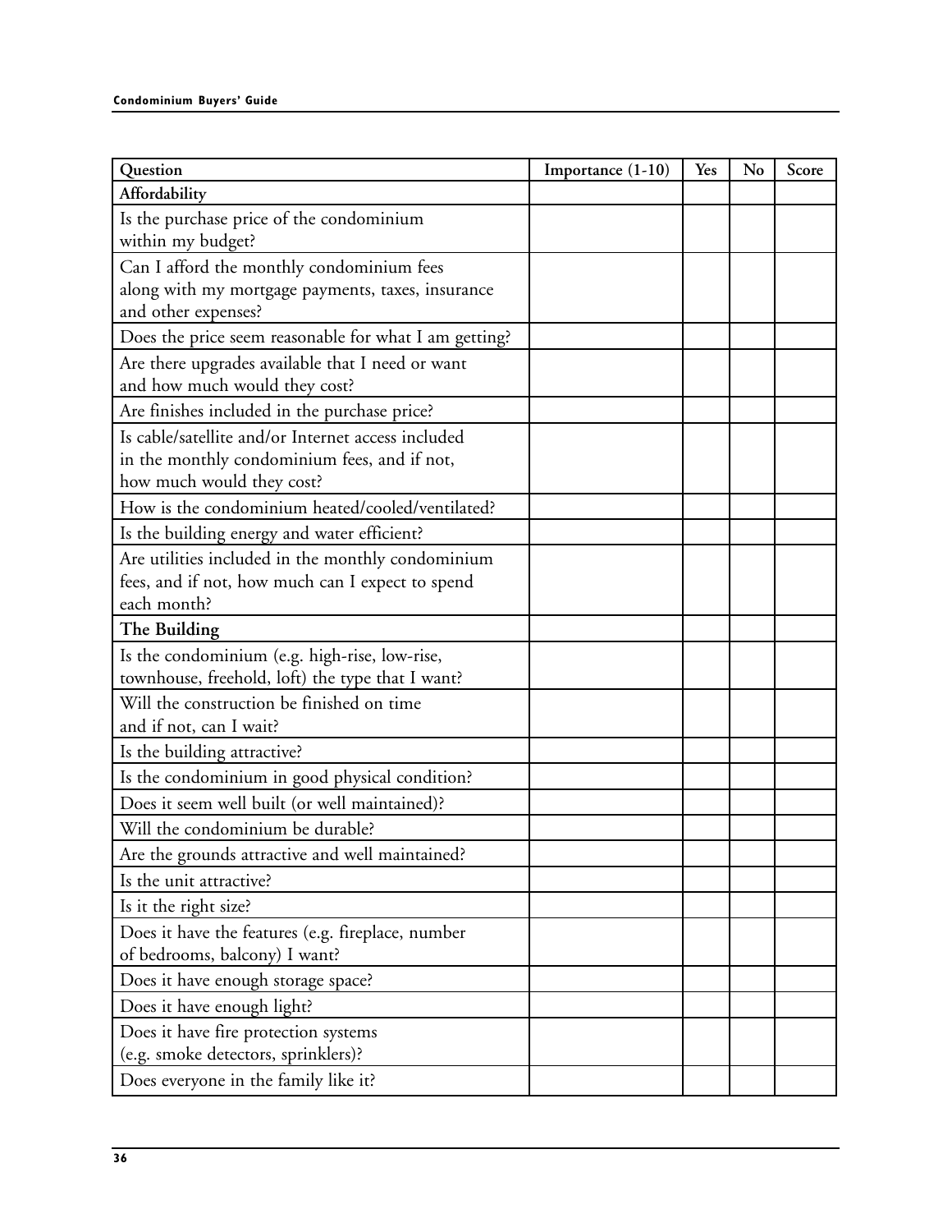| Question | Importance (1-10) | Yes | No | Score |
|---|---|---|---|---|
| **Affordability** | | | | |
| Is the purchase price of the condominium within my budget? | | | | |
| Can I afford the monthly condominium fees along with my mortgage payments, taxes, insurance and other expenses? | | | | |
| Does the price seem reasonable for what I am getting? | | | | |
| Are there upgrades available that I need or want and how much would they cost? | | | | |
| Are finishes included in the purchase price? | | | | |
| Is cable/satellite and/or Internet access included in the monthly condominium fees, and if not, how much would they cost? | | | | |
| How is the condominium heated/cooled/ventilated? | | | | |
| Is the building energy and water efficient? | | | | |
| Are utilities included in the monthly condominium fees, and if not, how much can I expect to spend each month? | | | | |
| **The Building** | | | | |
| Is the condominium (e.g. high-rise, low-rise, townhouse, freehold, loft) the type that I want? | | | | |
| Will the construction be finished on time and if not, can I wait? | | | | |
| Is the building attractive? | | | | |
| Is the condominium in good physical condition? | | | | |
| Does it seem well built (or well maintained)? | | | | |
| Will the condominium be durable? | | | | |
| Are the grounds attractive and well maintained? | | | | |
| Is the unit attractive? | | | | |
| Is it the right size? | | | | |
| Does it have the features (e.g. fireplace, number of bedrooms, balcony) I want? | | | | |
| Does it have enough storage space? | | | | |
| Does it have enough light? | | | | |
| Does it have fire protection systems (e.g. smoke detectors, sprinklers)? | | | | |
| Does everyone in the family like it? | | | | |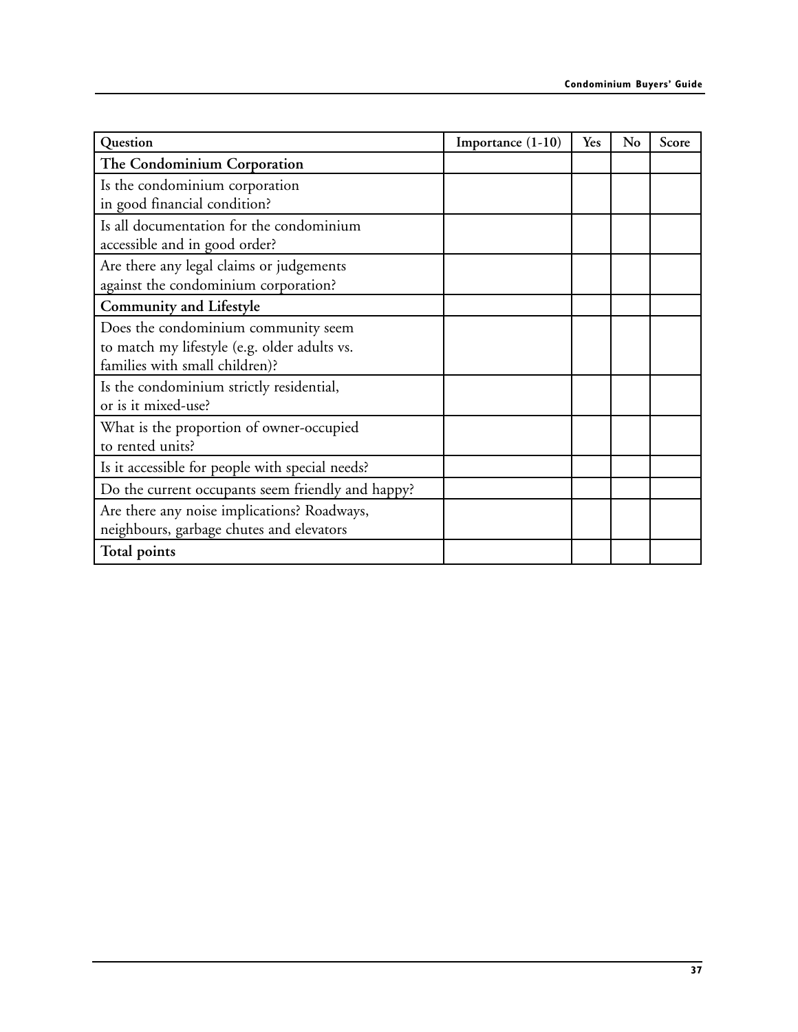| Question | Importance (1-10) | Yes | No | Score |
|---|---|---|---|---|
| **The Condominium Corporation** | | | | |
| Is the condominium corporation in good financial condition? | | | | |
| Is all documentation for the condominium accessible and in good order? | | | | |
| Are there any legal claims or judgements against the condominium corporation? | | | | |
| **Community and Lifestyle** | | | | |
| Does the condominium community seem to match my lifestyle (e.g. older adults vs. families with small children)? | | | | |
| Is the condominium strictly residential, or is it mixed-use? | | | | |
| What is the proportion of owner-occupied to rented units? | | | | |
| Is it accessible for people with special needs? | | | | |
| Do the current occupants seem friendly and happy? | | | | |
| Are there any noise implications? Roadways, neighbours, garbage chutes and elevators | | | | |
| **Total points** | | | | |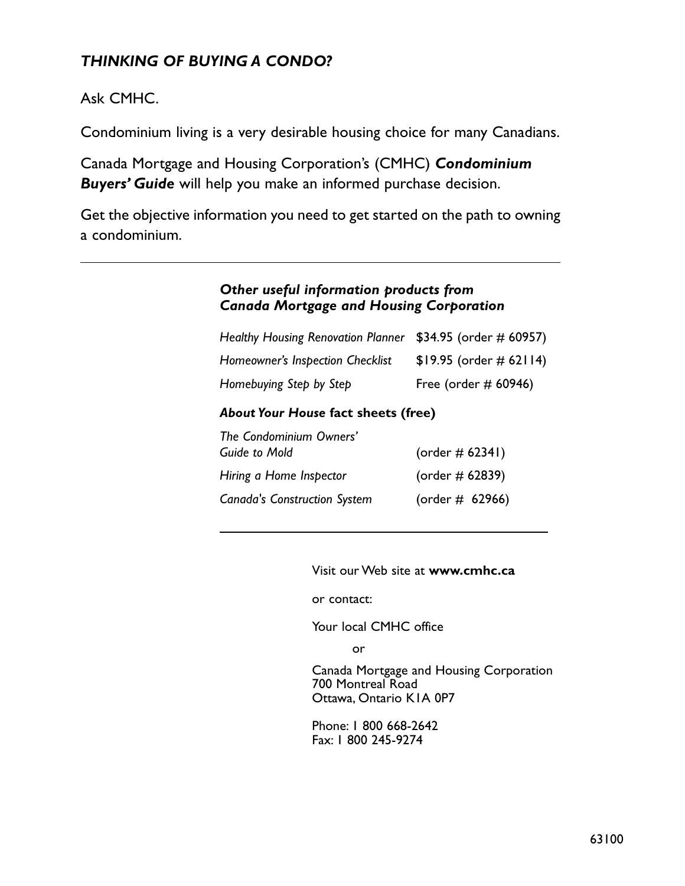### *THINKING OF BUYING A CONDO?*

Ask CMHC.

Condominium living is a very desirable housing choice for many Canadians.

Canada Mortgage and Housing Corporation's (CMHC) ***Condominium Buyers' Guide*** will help you make an informed purchase decision.

Get the objective information you need to get started on the path to owning a condominium.

---

***Other useful information products from Canada Mortgage and Housing Corporation***

| | |
|---|---|
| *Healthy Housing Renovation Planner* | $34.95 (order # 60957) |
| *Homeowner's Inspection Checklist* | $19.95 (order # 62114) |
| *Homebuying Step by Step* | Free (order # 60946) |

***About Your House* fact sheets (free)**

| | |
|---|---|
| *The Condominium Owners' Guide to Mold* | (order # 62341) |
| *Hiring a Home Inspector* | (order # 62839) |
| *Canada's Construction System* | (order # 62966) |

---

Visit our Web site at **www.cmhc.ca**

or contact:

Your local CMHC office

or

Canada Mortgage and Housing Corporation
700 Montreal Road
Ottawa, Ontario K1A 0P7

Phone: 1 800 668-2642
Fax: 1 800 245-9274

63100